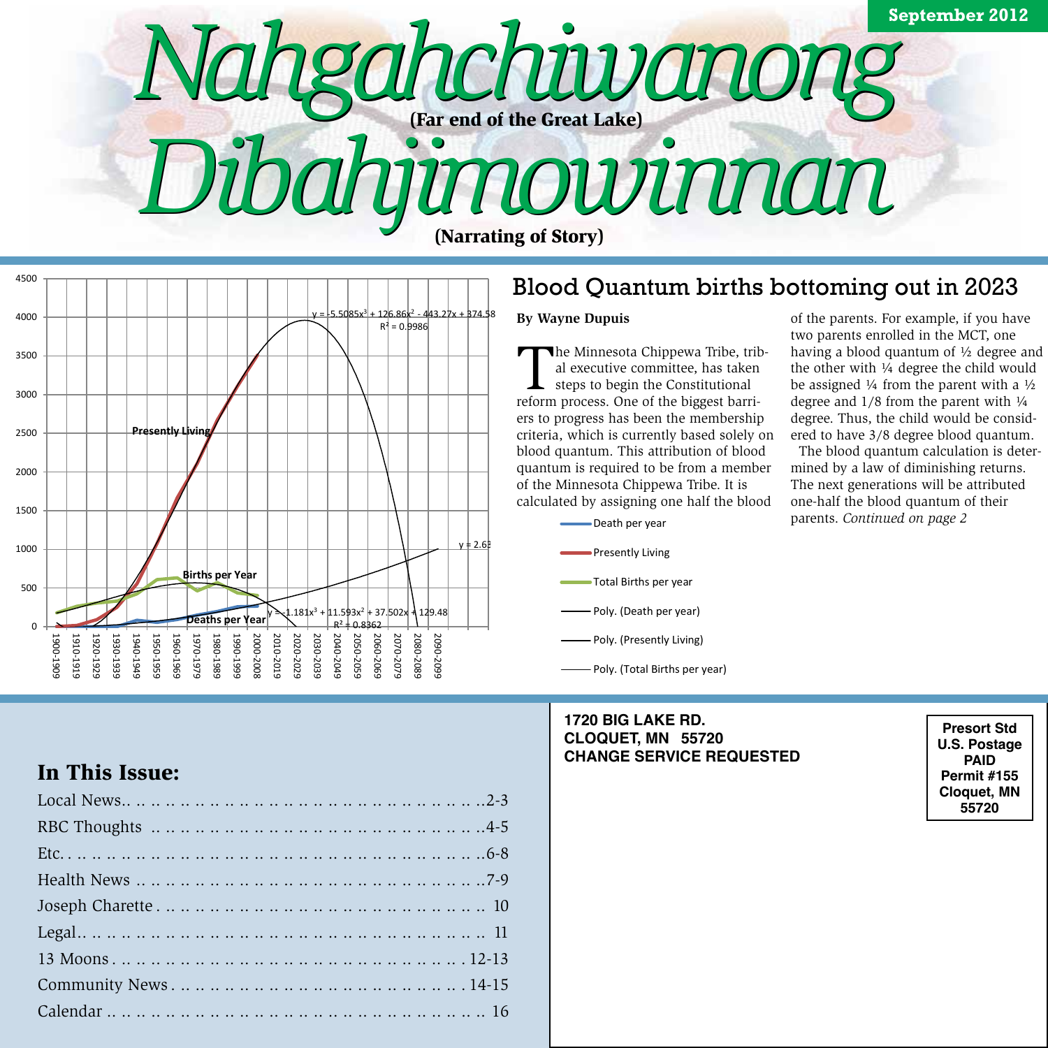# Nahgahchiwanong Dibahjimowinnan

**(Far end of the Great Lake)**

**(Narrating of Story)**

September 2012

## Blood Quantum births bottoming out in 2023

**By Wayne Dupuis**

The Minnesota Chippewa Tribe, tribal executive committee, has taken steps to begin the Constitutional reform process. One of the biggest barriers to progress has been the membership criteria, which is currently based solely on blood quantum. This attribution of blood quantum is required to be from a member of the Minnesota Chippewa Tribe. It is calculated by assigning one half the blood of the parents. For example, if you have two parents enrolled in the MCT, one having a blood quantum of ½ degree and the other with ¼ degree the child would be assigned ¼ from the parent with a ½ degree and 1/8 from the parent with ¼ degree. Thus, the child would be considered to have 3/8 degree blood quantum.

The blood quantum calculation is determined by a law of diminishing returns. The next generations will be attributed one-half the blood quantum of their parents. *Continued on page 2*

## In This Issue:

| Section | Page |
| --- | --- |
| Local News | 2-3 |
| RBC Thoughts | 4-5 |
| Etc. | 6-8 |
| Health News | 7-9 |
| Joseph Charette | 10 |
| Legal | 11 |
| 13 Moons | 12-13 |
| Community News | 14-15 |
| Calendar | 16 |

**1720 BIG LAKE RD.**
**CLOQUET, MN 55720**
**CHANGE SERVICE REQUESTED**

**Presort Std**
**U.S. Postage**
**PAID**
**Permit #155**
**Cloquet, MN**
**55720**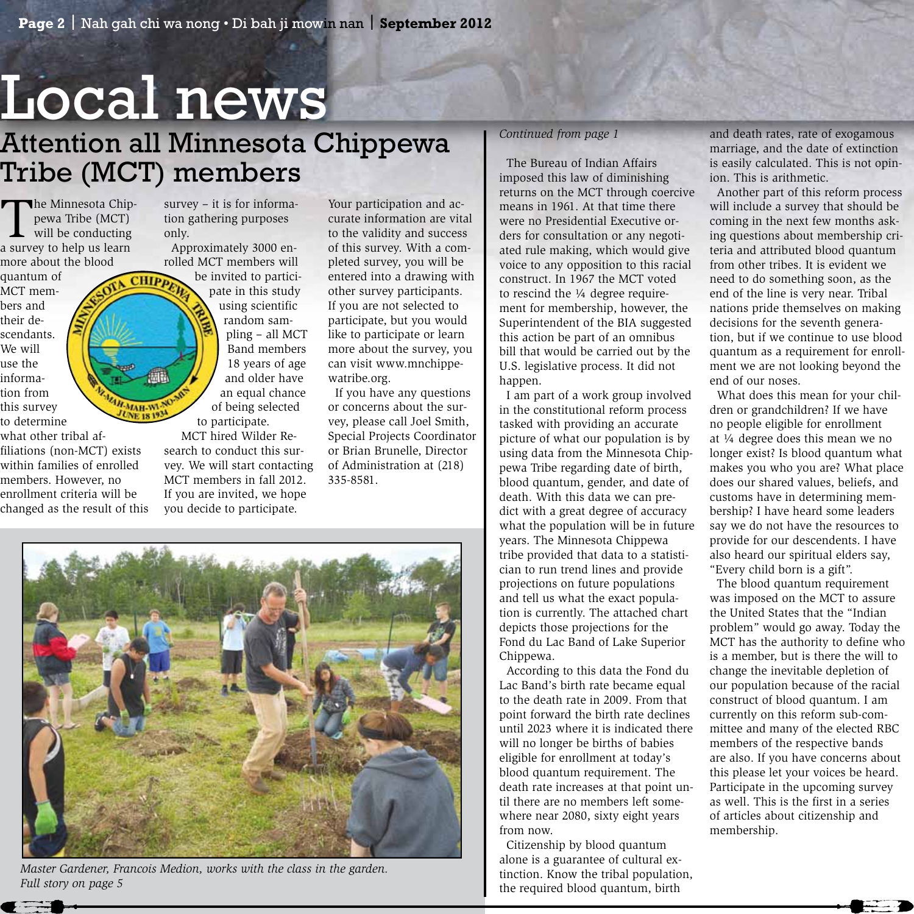# Local news

## Attention all Minnesota Chippewa Tribe (MCT) members

The Minnesota Chippewa Tribe (MCT) will be conducting a survey to help us learn more about the blood quantum of MCT members and their descendants. We will use the information from this survey to determine what other tribal affiliations (non-MCT) exists within families of enrolled members. However, no enrollment criteria will be changed as the result of this survey – it is for information gathering purposes only.

Approximately 3000 enrolled MCT members will be invited to participate in this study using scientific random sampling – all MCT Band members 18 years of age and older have an equal chance of being selected to participate.

MCT hired Wilder Research to conduct this survey. We will start contacting MCT members in fall 2012. If you are invited, we hope you decide to participate.

Your participation and accurate information are vital to the validity and success of this survey. With a completed survey, you will be entered into a drawing with other survey participants. If you are not selected to participate, but you would like to participate or learn more about the survey, you can visit www.mnchippewatribe.org.

If you have any questions or concerns about the survey, please call Joel Smith, Special Projects Coordinator or Brian Brunelle, Director of Administration at (218) 335-8581.

*Master Gardener, Francois Medion, works with the class in the garden. Full story on page 5*

*Continued from page 1*

The Bureau of Indian Affairs imposed this law of diminishing returns on the MCT through coercive means in 1961. At that time there were no Presidential Executive orders for consultation or any negotiated rule making, which would give voice to any opposition to this racial construct. In 1967 the MCT voted to rescind the ¼ degree requirement for membership, however, the Superintendent of the BIA suggested this action be part of an omnibus bill that would be carried out by the U.S. legislative process. It did not happen.

I am part of a work group involved in the constitutional reform process tasked with providing an accurate picture of what our population is by using data from the Minnesota Chippewa Tribe regarding date of birth, blood quantum, gender, and date of death. With this data we can predict with a great degree of accuracy what the population will be in future years. The Minnesota Chippewa tribe provided that data to a statistician to run trend lines and provide projections on future populations and tell us what the exact population is currently. The attached chart depicts those projections for the Fond du Lac Band of Lake Superior Chippewa.

According to this data the Fond du Lac Band's birth rate became equal to the death rate in 2009. From that point forward the birth rate declines until 2023 where it is indicated there will no longer be births of babies eligible for enrollment at today's blood quantum requirement. The death rate increases at that point until there are no members left somewhere near 2080, sixty eight years from now.

Citizenship by blood quantum alone is a guarantee of cultural extinction. Know the tribal population, the required blood quantum, birth and death rates, rate of exogamous marriage, and the date of extinction is easily calculated. This is not opinion. This is arithmetic.

Another part of this reform process will include a survey that should be coming in the next few months asking questions about membership criteria and attributed blood quantum from other tribes. It is evident we need to do something soon, as the end of the line is very near. Tribal nations pride themselves on making decisions for the seventh generation, but if we continue to use blood quantum as a requirement for enrollment we are not looking beyond the end of our noses.

What does this mean for your children or grandchildren? If we have no people eligible for enrollment at ¼ degree does this mean we no longer exist? Is blood quantum what makes you who you are? What place does our shared values, beliefs, and customs have in determining membership? I have heard some leaders say we do not have the resources to provide for our descendents. I have also heard our spiritual elders say, "Every child born is a gift".

The blood quantum requirement was imposed on the MCT to assure the United States that the "Indian problem" would go away. Today the MCT has the authority to define who is a member, but is there the will to change the inevitable depletion of our population because of the racial construct of blood quantum. I am currently on this reform sub-committee and many of the elected RBC members of the respective bands are also. If you have concerns about this please let your voices be heard. Participate in the upcoming survey as well. This is the first in a series of articles about citizenship and membership.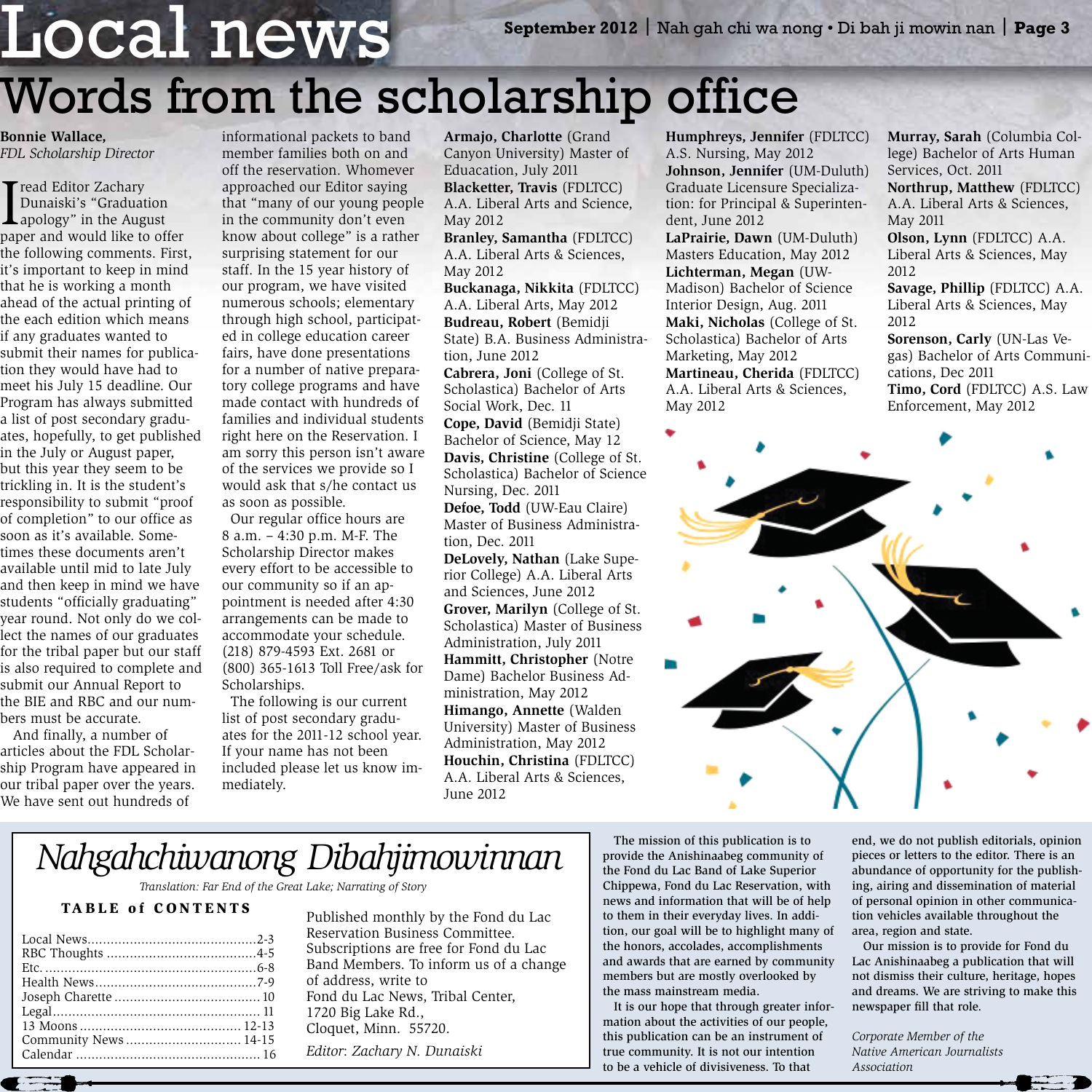# Local news

# Words from the scholarship office

**Bonnie Wallace,**
*FDL Scholarship Director*

I read Editor Zachary Dunaiski's "Graduation apology" in the August paper and would like to offer the following comments. First, it's important to keep in mind that he is working a month ahead of the actual printing of the each edition which means if any graduates wanted to submit their names for publication they would have had to meet his July 15 deadline. Our Program has always submitted a list of post secondary graduates, hopefully, to get published in the July or August paper, but this year they seem to be trickling in. It is the student's responsibility to submit "proof of completion" to our office as soon as it's available. Sometimes these documents aren't available until mid to late July and then keep in mind we have students "officially graduating" year round. Not only do we collect the names of our graduates for the tribal paper but our staff is also required to complete and submit our Annual Report to the BIE and RBC and our numbers must be accurate.

And finally, a number of articles about the FDL Scholarship Program have appeared in our tribal paper over the years. We have sent out hundreds of informational packets to band member families both on and off the reservation. Whomever approached our Editor saying that "many of our young people in the community don't even know about college" is a rather surprising statement for our staff. In the 15 year history of our program, we have visited numerous schools; elementary through high school, participated in college education career fairs, have done presentations for a number of native preparatory college programs and have made contact with hundreds of families and individual students right here on the Reservation. I am sorry this person isn't aware of the services we provide so I would ask that s/he contact us as soon as possible.

Our regular office hours are 8 a.m. – 4:30 p.m. M-F. The Scholarship Director makes every effort to be accessible to our community so if an appointment is needed after 4:30 arrangements can be made to accommodate your schedule. (218) 879-4593 Ext. 2681 or (800) 365-1613 Toll Free/ask for Scholarships.

The following is our current list of post secondary graduates for the 2011-12 school year. If your name has not been included please let us know immediately.

**Armajo, Charlotte** (Grand Canyon University) Master of Eduacation, July 2011
**Blacketter, Travis** (FDLTCC) A.A. Liberal Arts and Science, May 2012
**Branley, Samantha** (FDLTCC) A.A. Liberal Arts & Sciences, May 2012
**Buckanaga, Nikkita** (FDLTCC) A.A. Liberal Arts, May 2012
**Budreau, Robert** (Bemidji State) B.A. Business Administration, June 2012
**Cabrera, Joni** (College of St. Scholastica) Bachelor of Arts Social Work, Dec. 11
**Cope, David** (Bemidji State) Bachelor of Science, May 12
**Davis, Christine** (College of St. Scholastica) Bachelor of Science Nursing, Dec. 2011
**Defoe, Todd** (UW-Eau Claire) Master of Business Administration, Dec. 2011
**DeLovely, Nathan** (Lake Superior College) A.A. Liberal Arts and Sciences, June 2012
**Grover, Marilyn** (College of St. Scholastica) Master of Business Administration, July 2011
**Hammitt, Christopher** (Notre Dame) Bachelor Business Administration, May 2012
**Himango, Annette** (Walden University) Master of Business Administration, May 2012
**Houchin, Christina** (FDLTCC) A.A. Liberal Arts & Sciences, June 2012
**Humphreys, Jennifer** (FDLTCC) A.S. Nursing, May 2012
**Johnson, Jennifer** (UM-Duluth) Graduate Licensure Specialization: for Principal & Superintendent, June 2012
**LaPrairie, Dawn** (UM-Duluth) Masters Education, May 2012
**Lichterman, Megan** (UW-Madison) Bachelor of Science Interior Design, Aug. 2011
**Maki, Nicholas** (College of St. Scholastica) Bachelor of Arts Marketing, May 2012
**Martineau, Cherida** (FDLTCC) A.A. Liberal Arts & Sciences, May 2012
**Murray, Sarah** (Columbia Collège) Bachelor of Arts Human Services, Oct. 2011
**Northrup, Matthew** (FDLTCC) A.A. Liberal Arts & Sciences, May 2011
**Olson, Lynn** (FDLTCC) A.A. Liberal Arts & Sciences, May 2012
**Savage, Phillip** (FDLTCC) A.A. Liberal Arts & Sciences, May 2012
**Sorenson, Carly** (UN-Las Vegas) Bachelor of Arts Communications, Dec 2011
**Timo, Cord** (FDLTCC) A.S. Law Enforcement, May 2012

---

# *Nahgahchiwanong Dibahjimowinnan*

*Translation: Far End of the Great Lake; Narrating of Story*

**TABLE of CONTENTS**

| | |
|---|---|
| Local News | 2-3 |
| RBC Thoughts | 4-5 |
| Etc. | 6-8 |
| Health News | 7-9 |
| Joseph Charette | 10 |
| Legal | 11 |
| 13 Moons | 12-13 |
| Community News | 14-15 |
| Calendar | 16 |

Published monthly by the Fond du Lac Reservation Business Committee. Subscriptions are free for Fond du Lac Band Members. To inform us of a change of address, write to Fond du Lac News, Tribal Center, 1720 Big Lake Rd., Cloquet, Minn. 55720.

Editor: *Zachary N. Dunaiski*

The mission of this publication is to provide the Anishinaabeg community of the Fond du Lac Band of Lake Superior Chippewa, Fond du Lac Reservation, with news and information that will be of help to them in their everyday lives. In addition, our goal will be to highlight many of the honors, accolades, accomplishments and awards that are earned by community members but are mostly overlooked by the mass mainstream media.

It is our hope that through greater information about the activities of our people, this publication can be an instrument of true community. It is not our intention to be a vehicle of divisiveness. To that end, we do not publish editorials, opinion pieces or letters to the editor. There is an abundance of opportunity for the publishing, airing and dissemination of material of personal opinion in other communication vehicles available throughout the area, region and state.

Our mission is to provide for Fond du Lac Anishinaabeg a publication that will not dismiss their culture, heritage, hopes and dreams. We are striving to make this newspaper fill that role.

*Corporate Member of the Native American Journalists Association*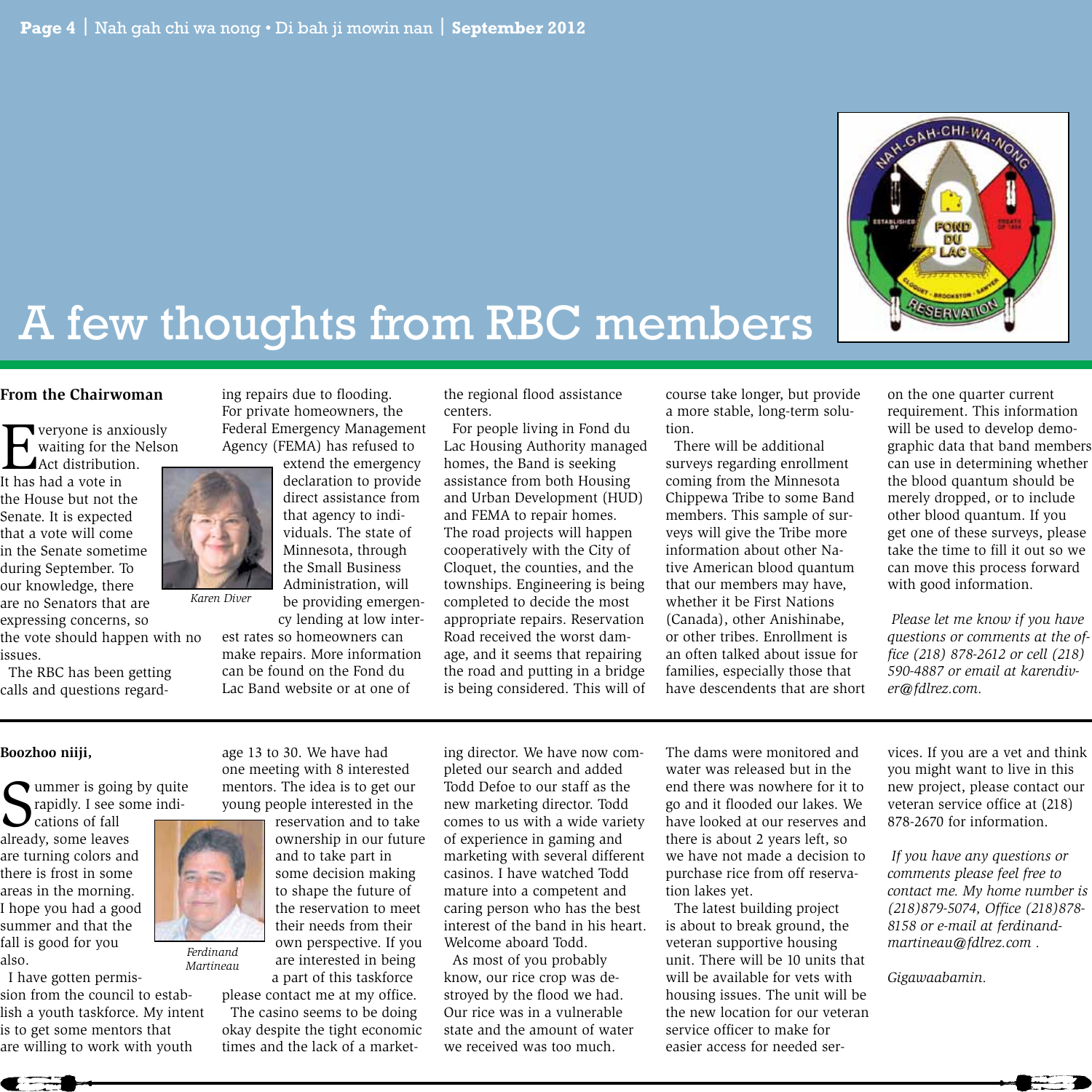# A few thoughts from RBC members

### From the Chairwoman

Everyone is anxiously waiting for the Nelson Act distribution. It has had a vote in the House but not the Senate. It is expected that a vote will come in the Senate sometime during September. To our knowledge, there are no Senators that are expressing concerns, so the vote should happen with no issues.

Karen Diver

The RBC has been getting calls and questions regarding repairs due to flooding. For private homeowners, the Federal Emergency Management Agency (FEMA) has refused to extend the emergency declaration to provide direct assistance from that agency to individuals. The state of Minnesota, through the Small Business Administration, will be providing emergency lending at low interest rates so homeowners can make repairs. More information can be found on the Fond du Lac Band website or at one of the regional flood assistance centers.

For people living in Fond du Lac Housing Authority managed homes, the Band is seeking assistance from both Housing and Urban Development (HUD) and FEMA to repair homes. The road projects will happen cooperatively with the City of Cloquet, the counties, and the townships. Engineering is being completed to decide the most appropriate repairs. Reservation Road received the worst damage, and it seems that repairing the road and putting in a bridge is being considered. This will of course take longer, but provide a more stable, long-term solution.

There will be additional surveys regarding enrollment coming from the Minnesota Chippewa Tribe to some Band members. This sample of surveys will give the Tribe more information about other Native American blood quantum that our members may have, whether it be First Nations (Canada), other Anishinabe, or other tribes. Enrollment is an often talked about issue for families, especially those that have descendents that are short on the one quarter current requirement. This information will be used to develop demographic data that band members can use in determining whether the blood quantum should be merely dropped, or to include other blood quantum. If you get one of these surveys, please take the time to fill it out so we can move this process forward with good information.

*Please let me know if you have questions or comments at the office (218) 878-2612 or cell (218) 590-4887 or email at karendiver@fdlrez.com.*

---

### Boozhoo niiji,

Summer is going by quite rapidly. I see some indications of fall already, some leaves are turning colors and there is frost in some areas in the morning. I hope you had a good summer and that the fall is good for you also.

Ferdinand Martineau

I have gotten permission from the council to establish a youth taskforce. My intent is to get some mentors that are willing to work with youth age 13 to 30. We have had one meeting with 8 interested mentors. The idea is to get our young people interested in the reservation and to take ownership in our future and to take part in some decision making to shape the future of the reservation to meet their needs from their own perspective. If you are interested in being a part of this taskforce please contact me at my office.

The casino seems to be doing okay despite the tight economic times and the lack of a marketing director. We have now completed our search and added Todd Defoe to our staff as the new marketing director. Todd comes to us with a wide variety of experience in gaming and marketing with several different casinos. I have watched Todd mature into a competent and caring person who has the best interest of the band in his heart. Welcome aboard Todd.

As most of you probably know, our rice crop was destroyed by the flood we had. Our rice was in a vulnerable state and the amount of water we received was too much. The dams were monitored and water was released but in the end there was nowhere for it to go and it flooded our lakes. We have looked at our reserves and there is about 2 years left, so we have not made a decision to purchase rice from off reservation lakes yet.

The latest building project is about to break ground, the veteran supportive housing unit. There will be 10 units that will be available for vets with housing issues. The unit will be the new location for our veteran service officer to make for easier access for needed services. If you are a vet and think you might want to live in this new project, please contact our veteran service office at (218) 878-2670 for information.

*If you have any questions or comments please feel free to contact me. My home number is (218)879-5074, Office (218)878-8158 or e-mail at ferdinandmartineau@fdlrez.com .*

*Gigawaabamin.*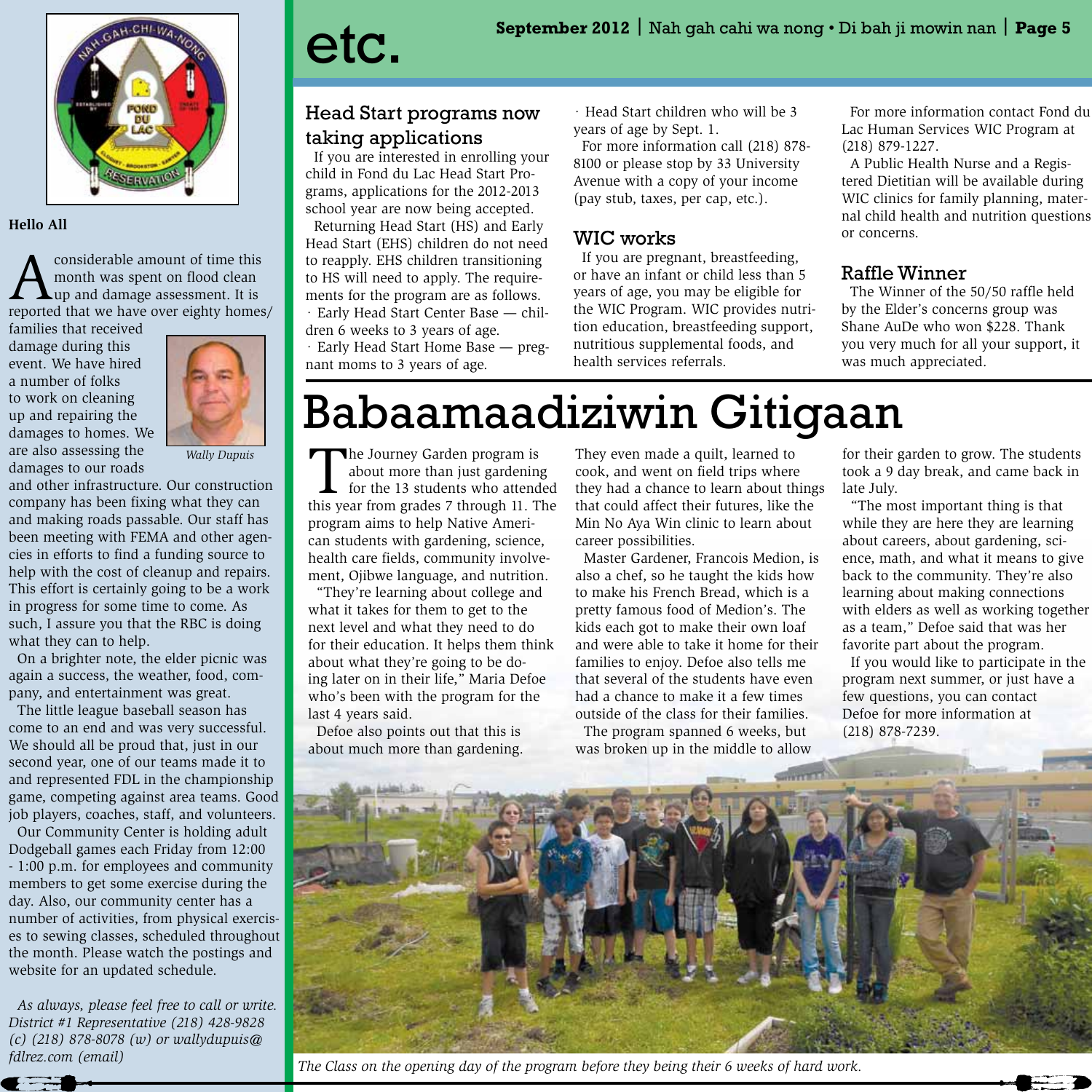**Hello All**

A considerable amount of time this month was spent on flood clean up and damage assessment. It is reported that we have over eighty homes/families that received damage during this event. We have hired a number of folks to work on cleaning up and repairing the damages to homes. We are also assessing the damages to our roads and other infrastructure. Our construction company has been fixing what they can and making roads passable. Our staff has been meeting with FEMA and other agencies in efforts to find a funding source to help with the cost of cleanup and repairs. This effort is certainly going to be a work in progress for some time to come. As such, I assure you that the RBC is doing what they can to help.

*Wally Dupuis*

On a brighter note, the elder picnic was again a success, the weather, food, company, and entertainment was great.

The little league baseball season has come to an end and was very successful. We should all be proud that, just in our second year, one of our teams made it to and represented FDL in the championship game, competing against area teams. Good job players, coaches, staff, and volunteers.

Our Community Center is holding adult Dodgeball games each Friday from 12:00 - 1:00 p.m. for employees and community members to get some exercise during the day. Also, our community center has a number of activities, from physical exercises to sewing classes, scheduled throughout the month. Please watch the postings and website for an updated schedule.

*As always, please feel free to call or write. District #1 Representative (218) 428-9828 (c) (218) 878-8078 (w) or wallydupuis@fdlrez.com (email)*

# etc.

## Head Start programs now taking applications

If you are interested in enrolling your child in Fond du Lac Head Start Programs, applications for the 2012-2013 school year are now being accepted.

Returning Head Start (HS) and Early Head Start (EHS) children do not need to reapply. EHS children transitioning to HS will need to apply. The requirements for the program are as follows.

· Early Head Start Center Base — children 6 weeks to 3 years of age.
· Early Head Start Home Base — pregnant moms to 3 years of age.
· Head Start children who will be 3 years of age by Sept. 1.

For more information call (218) 878-8100 or please stop by 33 University Avenue with a copy of your income (pay stub, taxes, per cap, etc.).

## WIC works

If you are pregnant, breastfeeding, or have an infant or child less than 5 years of age, you may be eligible for the WIC Program. WIC provides nutrition education, breastfeeding support, nutritious supplemental foods, and health services referrals.

For more information contact Fond du Lac Human Services WIC Program at (218) 879-1227.

A Public Health Nurse and a Registered Dietitian will be available during WIC clinics for family planning, maternal child health and nutrition questions or concerns.

## Raffle Winner

The Winner of the 50/50 raffle held by the Elder's concerns group was Shane AuDe who won $228. Thank you very much for all your support, it was much appreciated.

# Babaamaadiziwin Gitigaan

The Journey Garden program is about more than just gardening for the 13 students who attended this year from grades 7 through 11. The program aims to help Native American students with gardening, science, health care fields, community involvement, Ojibwe language, and nutrition.

"They're learning about college and what it takes for them to get to the next level and what they need to do for their education. It helps them think about what they're going to be doing later on in their life," Maria Defoe who's been with the program for the last 4 years said.

Defoe also points out that this is about much more than gardening. They even made a quilt, learned to cook, and went on field trips where they had a chance to learn about things that could affect their futures, like the Min No Aya Win clinic to learn about career possibilities.

Master Gardener, Francois Medion, is also a chef, so he taught the kids how to make his French Bread, which is a pretty famous food of Medion's. The kids each got to make their own loaf and were able to take it home for their families to enjoy. Defoe also tells me that several of the students have even had a chance to make it a few times outside of the class for their families.

The program spanned 6 weeks, but was broken up in the middle to allow for their garden to grow. The students took a 9 day break, and came back in late July.

"The most important thing is that while they are here they are learning about careers, about gardening, science, math, and what it means to give back to the community. They're also learning about making connections with elders as well as working together as a team," Defoe said that was her favorite part about the program.

If you would like to participate in the program next summer, or just have a few questions, you can contact Defoe for more information at (218) 878-7239.

*The Class on the opening day of the program before they being their 6 weeks of hard work.*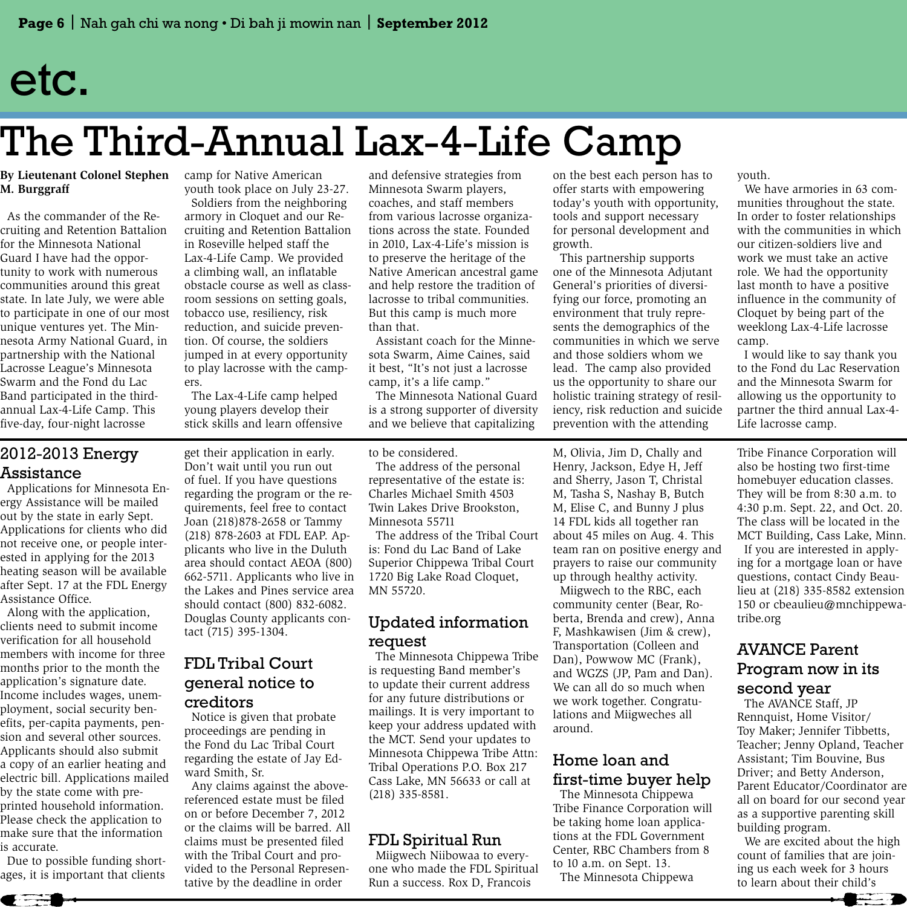# etc.

# The Third-Annual Lax-4-Life Camp

**By Lieutenant Colonel Stephen M. Burggraff**

As the commander of the Recruiting and Retention Battalion for the Minnesota National Guard I have had the opportunity to work with numerous communities around this great state. In late July, we were able to participate in one of our most unique ventures yet. The Minnesota Army National Guard, in partnership with the National Lacrosse League's Minnesota Swarm and the Fond du Lac Band participated in the third-annual Lax-4-Life Camp. This five-day, four-night lacrosse camp for Native American youth took place on July 23-27.

Soldiers from the neighboring armory in Cloquet and our Recruiting and Retention Battalion in Roseville helped staff the Lax-4-Life Camp. We provided a climbing wall, an inflatable obstacle course as well as classroom sessions on setting goals, tobacco use, resiliency, risk reduction, and suicide prevention. Of course, the soldiers jumped in at every opportunity to play lacrosse with the campers.

The Lax-4-Life camp helped young players develop their stick skills and learn offensive and defensive strategies from Minnesota Swarm players, coaches, and staff members from various lacrosse organizations across the state. Founded in 2010, Lax-4-Life's mission is to preserve the heritage of the Native American ancestral game and help restore the tradition of lacrosse to tribal communities. But this camp is much more than that.

Assistant coach for the Minnesota Swarm, Aime Caines, said it best, "It's not just a lacrosse camp, it's a life camp."

The Minnesota National Guard is a strong supporter of diversity and we believe that capitalizing on the best each person has to offer starts with empowering today's youth with opportunity, tools and support necessary for personal development and growth.

This partnership supports one of the Minnesota Adjutant General's priorities of diversifying our force, promoting an environment that truly represents the demographics of the communities in which we serve and those soldiers whom we lead. The camp also provided us the opportunity to share our holistic training strategy of resiliency, risk reduction and suicide prevention with the attending youth.

We have armories in 63 communities throughout the state. In order to foster relationships with the communities in which our citizen-soldiers live and work we must take an active role. We had the opportunity last month to have a positive influence in the community of Cloquet by being part of the weeklong Lax-4-Life lacrosse camp.

I would like to say thank you to the Fond du Lac Reservation and the Minnesota Swarm for allowing us the opportunity to partner the third annual Lax-4-Life lacrosse camp.

## 2012-2013 Energy Assistance

Applications for Minnesota Energy Assistance will be mailed out by the state in early Sept. Applications for clients who did not receive one, or people interested in applying for the 2013 heating season will be available after Sept. 17 at the FDL Energy Assistance Office.

Along with the application, clients need to submit income verification for all household members with income for three months prior to the month the application's signature date. Income includes wages, unemployment, social security benefits, per-capita payments, pension and several other sources. Applicants should also submit a copy of an earlier heating and electric bill. Applications mailed by the state come with pre-printed household information. Please check the application to make sure that the information is accurate.

Due to possible funding shortages, it is important that clients get their application in early. Don't wait until you run out of fuel. If you have questions regarding the program or the requirements, feel free to contact Joan (218)878-2658 or Tammy (218) 878-2603 at FDL EAP. Applicants who live in the Duluth area should contact AEOA (800) 662-5711. Applicants who live in the Lakes and Pines service area should contact (800) 832-6082. Douglas County applicants contact (715) 395-1304.

## FDL Tribal Court general notice to creditors

Notice is given that probate proceedings are pending in the Fond du Lac Tribal Court regarding the estate of Jay Edward Smith, Sr.

Any claims against the above-referenced estate must be filed on or before December 7, 2012 or the claims will be barred. All claims must be presented filed with the Tribal Court and provided to the Personal Representative by the deadline in order to be considered.

The address of the personal representative of the estate is: Charles Michael Smith 4503 Twin Lakes Drive Brookston, Minnesota 55711

The address of the Tribal Court is: Fond du Lac Band of Lake Superior Chippewa Tribal Court 1720 Big Lake Road Cloquet, MN 55720.

## Updated information request

The Minnesota Chippewa Tribe is requesting Band member's to update their current address for any future distributions or mailings. It is very important to keep your address updated with the MCT. Send your updates to Minnesota Chippewa Tribe Attn: Tribal Operations P.O. Box 217 Cass Lake, MN 56633 or call at (218) 335-8581.

## FDL Spiritual Run

Miigwech Niibowaa to everyone who made the FDL Spiritual Run a success. Rox D, Francois M, Olivia, Jim D, Chally and Henry, Jackson, Edye H, Jeff and Sherry, Jason T, Christal M, Tasha S, Nashay B, Butch M, Elise C, and Bunny J plus 14 FDL kids all together ran about 45 miles on Aug. 4. This team ran on positive energy and prayers to raise our community up through healthy activity.

Miigwech to the RBC, each community center (Bear, Roberta, Brenda and crew), Anna F, Mashkawisen (Jim & crew), Transportation (Colleen and Dan), Powwow MC (Frank), and WGZS (JP, Pam and Dan). We can all do so much when we work together. Congratulations and Miigweches all around.

## Home loan and first-time buyer help

The Minnesota Chippewa Tribe Finance Corporation will be taking home loan applications at the FDL Government Center, RBC Chambers from 8 to 10 a.m. on Sept. 13.

The Minnesota Chippewa Tribe Finance Corporation will also be hosting two first-time homebuyer education classes. They will be from 8:30 a.m. to 4:30 p.m. Sept. 22, and Oct. 20. The class will be located in the MCT Building, Cass Lake, Minn.

If you are interested in applying for a mortgage loan or have questions, contact Cindy Beaulieu at (218) 335-8582 extension 150 or cbeaulieu@mnchippewatribe.org

## AVANCE Parent Program now in its second year

The AVANCE Staff, JP Rennquist, Home Visitor/Toy Maker; Jennifer Tibbetts, Teacher; Jenny Opland, Teacher Assistant; Tim Bouvine, Bus Driver; and Betty Anderson, Parent Educator/Coordinator are all on board for our second year as a supportive parenting skill building program.

We are excited about the high count of families that are joining us each week for 3 hours to learn about their child's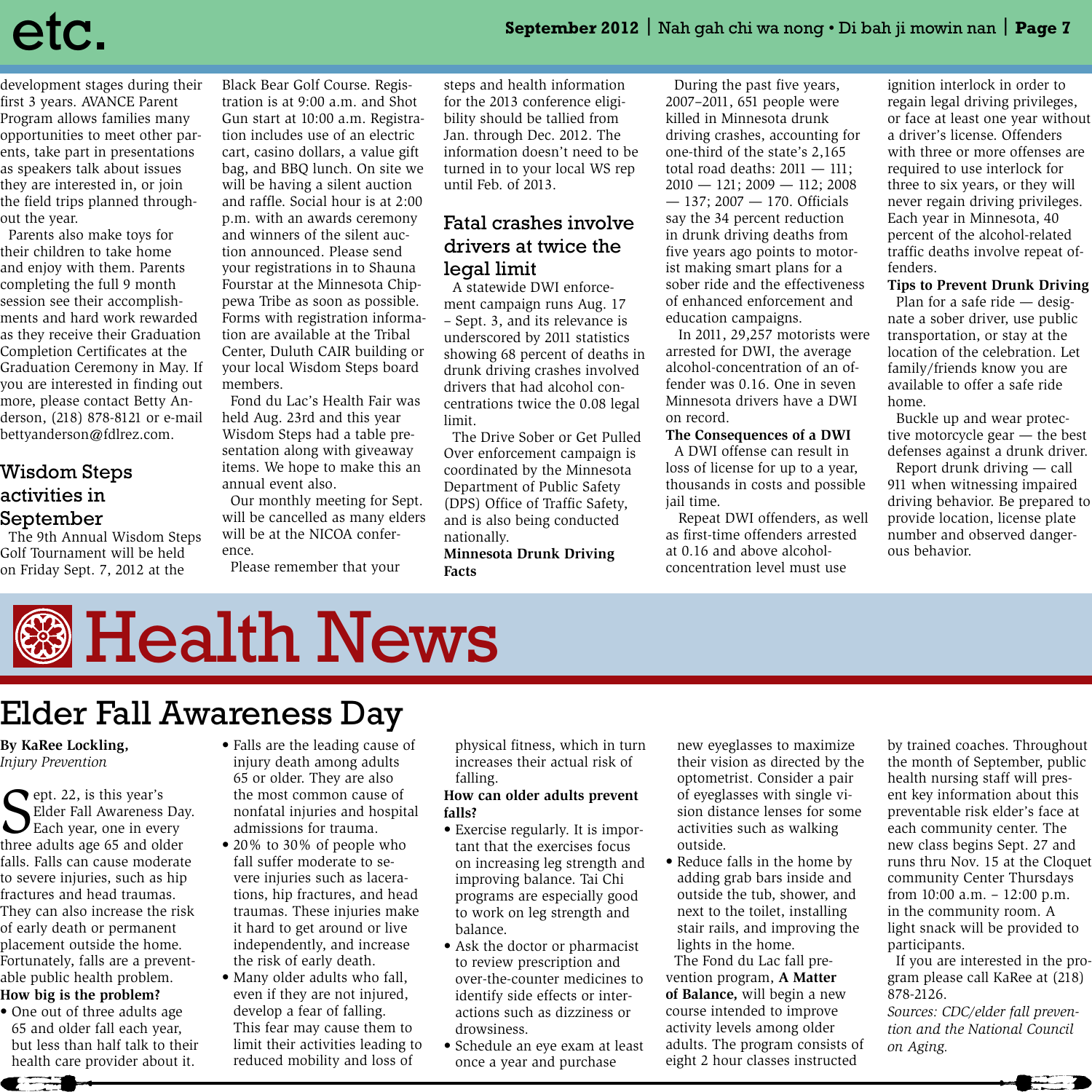development stages during their first 3 years. AVANCE Parent Program allows families many opportunities to meet other parents, take part in presentations as speakers talk about issues they are interested in, or join the field trips planned throughout the year.

Parents also make toys for their children to take home and enjoy with them. Parents completing the full 9 month session see their accomplishments and hard work rewarded as they receive their Graduation Completion Certificates at the Graduation Ceremony in May. If you are interested in finding out more, please contact Betty Anderson, (218) 878-8121 or e-mail bettyanderson@fdlrez.com.

## Wisdom Steps activities in September

The 9th Annual Wisdom Steps Golf Tournament will be held on Friday Sept. 7, 2012 at the Black Bear Golf Course. Registration is at 9:00 a.m. and Shot Gun start at 10:00 a.m. Registration includes use of an electric cart, casino dollars, a value gift bag, and BBQ lunch. On site we will be having a silent auction and raffle. Social hour is at 2:00 p.m. with an awards ceremony and winners of the silent auction announced. Please send your registrations in to Shauna Fourstar at the Minnesota Chippewa Tribe as soon as possible. Forms with registration information are available at the Tribal Center, Duluth CAIR building or your local Wisdom Steps board members.

Fond du Lac's Health Fair was held Aug. 23rd and this year Wisdom Steps had a table presentation along with giveaway items. We hope to make this an annual event also.

Our monthly meeting for Sept. will be cancelled as many elders will be at the NICOA conference.

Please remember that your steps and health information for the 2013 conference eligibility should be tallied from Jan. through Dec. 2012. The information doesn't need to be turned in to your local WS rep until Feb. of 2013.

## Fatal crashes involve drivers at twice the legal limit

A statewide DWI enforcement campaign runs Aug. 17 – Sept. 3, and its relevance is underscored by 2011 statistics showing 68 percent of deaths in drunk driving crashes involved drivers that had alcohol concentrations twice the 0.08 legal limit.

The Drive Sober or Get Pulled Over enforcement campaign is coordinated by the Minnesota Department of Public Safety (DPS) Office of Traffic Safety, and is also being conducted nationally.

**Minnesota Drunk Driving Facts**

During the past five years, 2007–2011, 651 people were killed in Minnesota drunk driving crashes, accounting for one-third of the state's 2,165 total road deaths: 2011 — 111; 2010 — 121; 2009 — 112; 2008 — 137; 2007 — 170. Officials say the 34 percent reduction in drunk driving deaths from five years ago points to motorist making smart plans for a sober ride and the effectiveness of enhanced enforcement and education campaigns.

In 2011, 29,257 motorists were arrested for DWI, the average alcohol-concentration of an offender was 0.16. One in seven Minnesota drivers have a DWI on record.

**The Consequences of a DWI**

A DWI offense can result in loss of license for up to a year, thousands in costs and possible jail time.

Repeat DWI offenders, as well as first-time offenders arrested at 0.16 and above alcohol-concentration level must use ignition interlock in order to regain legal driving privileges, or face at least one year without a driver's license. Offenders with three or more offenses are required to use interlock for three to six years, or they will never regain driving privileges. Each year in Minnesota, 40 percent of the alcohol-related traffic deaths involve repeat offenders.

**Tips to Prevent Drunk Driving**

Plan for a safe ride — designate a sober driver, use public transportation, or stay at the location of the celebration. Let family/friends know you are available to offer a safe ride home.

Buckle up and wear protective motorcycle gear — the best defenses against a drunk driver.

Report drunk driving — call 911 when witnessing impaired driving behavior. Be prepared to provide location, license plate number and observed dangerous behavior.

# Health News

## Elder Fall Awareness Day

**By KaRee Lockling,**
*Injury Prevention*

Sept. 22, is this year's Elder Fall Awareness Day. Each year, one in every three adults age 65 and older falls. Falls can cause moderate to severe injuries, such as hip fractures and head traumas. They can also increase the risk of early death or permanent placement outside the home. Fortunately, falls are a preventable public health problem.

**How big is the problem?**

- One out of three adults age 65 and older fall each year, but less than half talk to their health care provider about it.
- Falls are the leading cause of injury death among adults 65 or older. They are also the most common cause of nonfatal injuries and hospital admissions for trauma.
- 20% to 30% of people who fall suffer moderate to severe injuries such as lacerations, hip fractures, and head traumas. These injuries make it hard to get around or live independently, and increase the risk of early death.
- Many older adults who fall, even if they are not injured, develop a fear of falling. This fear may cause them to limit their activities leading to reduced mobility and loss of physical fitness, which in turn increases their actual risk of falling.

**How can older adults prevent falls?**

- Exercise regularly. It is important that the exercises focus on increasing leg strength and improving balance. Tai Chi programs are especially good to work on leg strength and balance.
- Ask the doctor or pharmacist to review prescription and over-the-counter medicines to identify side effects or interactions such as dizziness or drowsiness.
- Schedule an eye exam at least once a year and purchase new eyeglasses to maximize their vision as directed by the optometrist. Consider a pair of eyeglasses with single vision distance lenses for some activities such as walking outside.
- Reduce falls in the home by adding grab bars inside and outside the tub, shower, and next to the toilet, installing stair rails, and improving the lights in the home.

The Fond du Lac fall prevention program, **A Matter of Balance,** will begin a new course intended to improve activity levels among older adults. The program consists of eight 2 hour classes instructed by trained coaches. Throughout the month of September, public health nursing staff will present key information about this preventable risk elder's face at each community center. The new class begins Sept. 27 and runs thru Nov. 15 at the Cloquet community Center Thursdays from 10:00 a.m. – 12:00 p.m. in the community room. A light snack will be provided to participants.

If you are interested in the program please call KaRee at (218) 878-2126.

*Sources: CDC/elder fall prevention and the National Council on Aging.*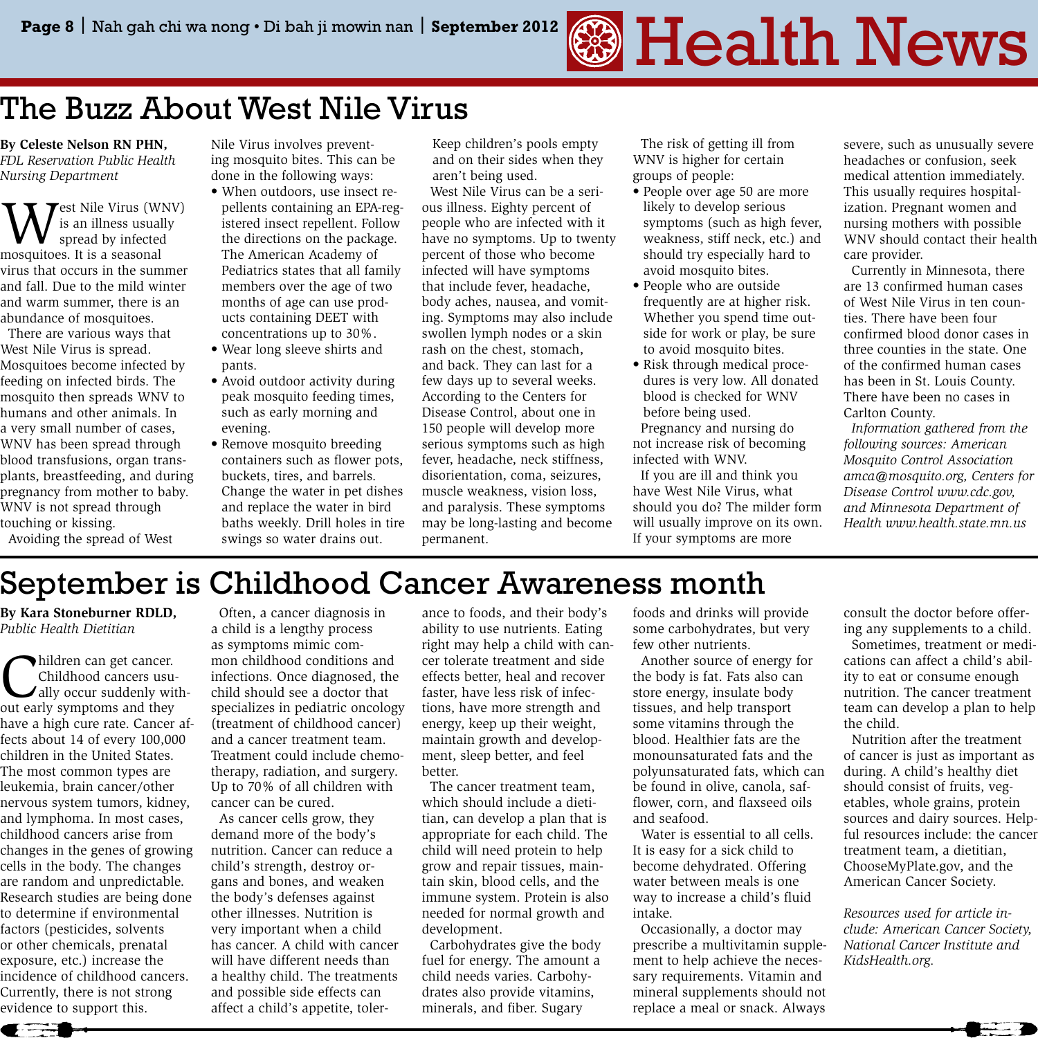# Health News

## The Buzz About West Nile Virus

**By Celeste Nelson RN PHN,**
*FDL Reservation Public Health Nursing Department*

West Nile Virus (WNV) is an illness usually spread by infected mosquitoes. It is a seasonal virus that occurs in the summer and fall. Due to the mild winter and warm summer, there is an abundance of mosquitoes.

There are various ways that West Nile Virus is spread. Mosquitoes become infected by feeding on infected birds. The mosquito then spreads WNV to humans and other animals. In a very small number of cases, WNV has been spread through blood transfusions, organ transplants, breastfeeding, and during pregnancy from mother to baby. WNV is not spread through touching or kissing.

Avoiding the spread of West Nile Virus involves preventing mosquito bites. This can be done in the following ways:

- When outdoors, use insect repellents containing an EPA-registered insect repellent. Follow the directions on the package. The American Academy of Pediatrics states that all family members over the age of two months of age can use products containing DEET with concentrations up to 30%.
- Wear long sleeve shirts and pants.
- Avoid outdoor activity during peak mosquito feeding times, such as early morning and evening.
- Remove mosquito breeding containers such as flower pots, buckets, tires, and barrels. Change the water in pet dishes and replace the water in bird baths weekly. Drill holes in tire swings so water drains out. Keep children's pools empty and on their sides when they aren't being used.

West Nile Virus can be a serious illness. Eighty percent of people who are infected with it have no symptoms. Up to twenty percent of those who become infected will have symptoms that include fever, headache, body aches, nausea, and vomiting. Symptoms may also include swollen lymph nodes or a skin rash on the chest, stomach, and back. They can last for a few days up to several weeks. According to the Centers for Disease Control, about one in 150 people will develop more serious symptoms such as high fever, headache, neck stiffness, disorientation, coma, seizures, muscle weakness, vision loss, and paralysis. These symptoms may be long-lasting and become permanent.

The risk of getting ill from WNV is higher for certain groups of people:

- People over age 50 are more likely to develop serious symptoms (such as high fever, weakness, stiff neck, etc.) and should try especially hard to avoid mosquito bites.
- People who are outside frequently are at higher risk. Whether you spend time outside for work or play, be sure to avoid mosquito bites.
- Risk through medical procedures is very low. All donated blood is checked for WNV before being used.

Pregnancy and nursing do not increase risk of becoming infected with WNV.

If you are ill and think you have West Nile Virus, what should you do? The milder form will usually improve on its own. If your symptoms are more severe, such as unusually severe headaches or confusion, seek medical attention immediately. This usually requires hospitalization. Pregnant women and nursing mothers with possible WNV should contact their health care provider.

Currently in Minnesota, there are 13 confirmed human cases of West Nile Virus in ten counties. There have been four confirmed blood donor cases in three counties in the state. One of the confirmed human cases has been in St. Louis County. There have been no cases in Carlton County.

*Information gathered from the following sources: American Mosquito Control Association amca@mosquito.org, Centers for Disease Control www.cdc.gov, and Minnesota Department of Health www.health.state.mn.us*

## September is Childhood Cancer Awareness month

**By Kara Stoneburner RDLD,**
*Public Health Dietitian*

Children can get cancer. Childhood cancers usually occur suddenly without early symptoms and they have a high cure rate. Cancer affects about 14 of every 100,000 children in the United States. The most common types are leukemia, brain cancer/other nervous system tumors, kidney, and lymphoma. In most cases, childhood cancers arise from changes in the genes of growing cells in the body. The changes are random and unpredictable. Research studies are being done to determine if environmental factors (pesticides, solvents or other chemicals, prenatal exposure, etc.) increase the incidence of childhood cancers. Currently, there is not strong evidence to support this.

Often, a cancer diagnosis in a child is a lengthy process as symptoms mimic common childhood conditions and infections. Once diagnosed, the child should see a doctor that specializes in pediatric oncology (treatment of childhood cancer) and a cancer treatment team. Treatment could include chemotherapy, radiation, and surgery. Up to 70% of all children with cancer can be cured.

As cancer cells grow, they demand more of the body's nutrition. Cancer can reduce a child's strength, destroy organs and bones, and weaken the body's defenses against other illnesses. Nutrition is very important when a child has cancer. A child with cancer will have different needs than a healthy child. The treatments and possible side effects can affect a child's appetite, tolerance to foods, and their body's ability to use nutrients. Eating right may help a child with cancer tolerate treatment and side effects better, heal and recover faster, have less risk of infections, have more strength and energy, keep up their weight, maintain growth and development, sleep better, and feel better.

The cancer treatment team, which should include a dietitian, can develop a plan that is appropriate for each child. The child will need protein to help grow and repair tissues, maintain skin, blood cells, and the immune system. Protein is also needed for normal growth and development.

Carbohydrates give the body fuel for energy. The amount a child needs varies. Carbohydrates also provide vitamins, minerals, and fiber. Sugary foods and drinks will provide some carbohydrates, but very few other nutrients.

Another source of energy for the body is fat. Fats also can store energy, insulate body tissues, and help transport some vitamins through the blood. Healthier fats are the monounsaturated fats and the polyunsaturated fats, which can be found in olive, canola, safflower, corn, and flaxseed oils and seafood.

Water is essential to all cells. It is easy for a sick child to become dehydrated. Offering water between meals is one way to increase a child's fluid intake.

Occasionally, a doctor may prescribe a multivitamin supplement to help achieve the necessary requirements. Vitamin and mineral supplements should not replace a meal or snack. Always consult the doctor before offering any supplements to a child.

Sometimes, treatment or medications can affect a child's ability to eat or consume enough nutrition. The cancer treatment team can develop a plan to help the child.

Nutrition after the treatment of cancer is just as important as during. A child's healthy diet should consist of fruits, vegetables, whole grains, protein sources and dairy sources. Helpful resources include: the cancer treatment team, a dietitian, ChooseMyPlate.gov, and the American Cancer Society.

*Resources used for article include: American Cancer Society, National Cancer Institute and KidsHealth.org.*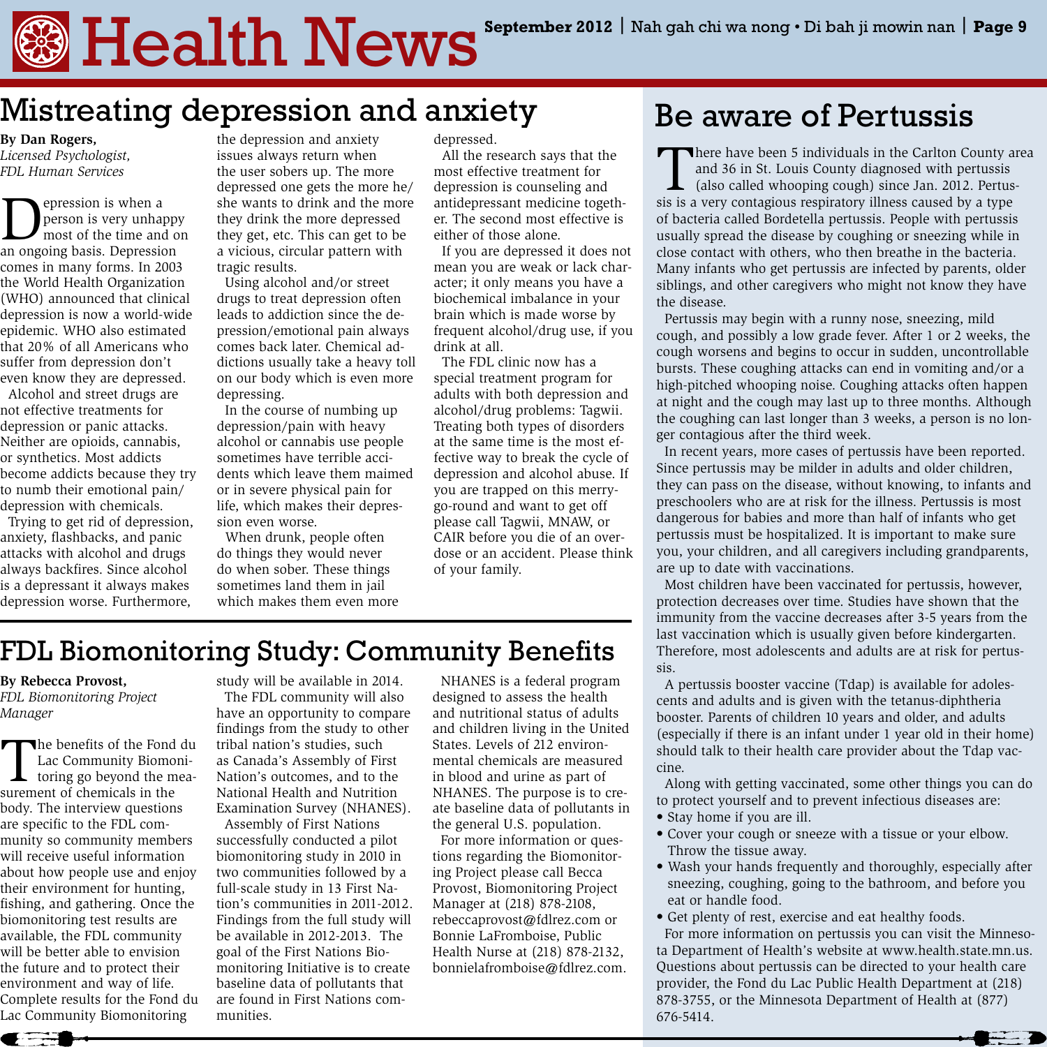# Health News

## Mistreating depression and anxiety

**By Dan Rogers,**
*Licensed Psychologist,*
*FDL Human Services*

Depression is when a person is very unhappy most of the time and on an ongoing basis. Depression comes in many forms. In 2003 the World Health Organization (WHO) announced that clinical depression is now a world-wide epidemic. WHO also estimated that 20% of all Americans who suffer from depression don't even know they are depressed.

Alcohol and street drugs are not effective treatments for depression or panic attacks. Neither are opioids, cannabis, or synthetics. Most addicts become addicts because they try to numb their emotional pain/depression with chemicals.

Trying to get rid of depression, anxiety, flashbacks, and panic attacks with alcohol and drugs always backfires. Since alcohol is a depressant it always makes depression worse. Furthermore, the depression and anxiety issues always return when the user sobers up. The more depressed one gets the more he/she wants to drink and the more they drink the more depressed they get, etc. This can get to be a vicious, circular pattern with tragic results.

Using alcohol and/or street drugs to treat depression often leads to addiction since the depression/emotional pain always comes back later. Chemical addictions usually take a heavy toll on our body which is even more depressing.

In the course of numbing up depression/pain with heavy alcohol or cannabis use people sometimes have terrible accidents which leave them maimed or in severe physical pain for life, which makes their depression even worse.

When drunk, people often do things they would never do when sober. These things sometimes land them in jail which makes them even more depressed.

All the research says that the most effective treatment for depression is counseling and antidepressant medicine together. The second most effective is either of those alone.

If you are depressed it does not mean you are weak or lack character; it only means you have a biochemical imbalance in your brain which is made worse by frequent alcohol/drug use, if you drink at all.

The FDL clinic now has a special treatment program for adults with both depression and alcohol/drug problems: Tagwii. Treating both types of disorders at the same time is the most effective way to break the cycle of depression and alcohol abuse. If you are trapped on this merry-go-round and want to get off please call Tagwii, MNAW, or CAIR before you die of an overdose or an accident. Please think of your family.

## FDL Biomonitoring Study: Community Benefits

**By Rebecca Provost,**
*FDL Biomonitoring Project Manager*

The benefits of the Fond du Lac Community Biomonitoring go beyond the measurement of chemicals in the body. The interview questions are specific to the FDL community so community members will receive useful information about how people use and enjoy their environment for hunting, fishing, and gathering. Once the biomonitoring test results are available, the FDL community will be better able to envision the future and to protect their environment and way of life. Complete results for the Fond du Lac Community Biomonitoring study will be available in 2014.

The FDL community will also have an opportunity to compare findings from the study to other tribal nation's studies, such as Canada's Assembly of First Nation's outcomes, and to the National Health and Nutrition Examination Survey (NHANES).

Assembly of First Nations successfully conducted a pilot biomonitoring study in 2010 in two communities followed by a full-scale study in 13 First Nation's communities in 2011-2012. Findings from the full study will be available in 2012-2013. The goal of the First Nations Biomonitoring Initiative is to create baseline data of pollutants that are found in First Nations communities.

NHANES is a federal program designed to assess the health and nutritional status of adults and children living in the United States. Levels of 212 environmental chemicals are measured in blood and urine as part of NHANES. The purpose is to create baseline data of pollutants in the general U.S. population.

For more information or questions regarding the Biomonitoring Project please call Becca Provost, Biomonitoring Project Manager at (218) 878-2108, rebeccaprovost@fdlrez.com or Bonnie LaFromboise, Public Health Nurse at (218) 878-2132, bonnielafromboise@fdlrez.com.

## Be aware of Pertussis

There have been 5 individuals in the Carlton County area and 36 in St. Louis County diagnosed with pertussis (also called whooping cough) since Jan. 2012. Pertussis is a very contagious respiratory illness caused by a type of bacteria called Bordetella pertussis. People with pertussis usually spread the disease by coughing or sneezing while in close contact with others, who then breathe in the bacteria. Many infants who get pertussis are infected by parents, older siblings, and other caregivers who might not know they have the disease.

Pertussis may begin with a runny nose, sneezing, mild cough, and possibly a low grade fever. After 1 or 2 weeks, the cough worsens and begins to occur in sudden, uncontrollable bursts. These coughing attacks can end in vomiting and/or a high-pitched whooping noise. Coughing attacks often happen at night and the cough may last up to three months. Although the coughing can last longer than 3 weeks, a person is no longer contagious after the third week.

In recent years, more cases of pertussis have been reported. Since pertussis may be milder in adults and older children, they can pass on the disease, without knowing, to infants and preschoolers who are at risk for the illness. Pertussis is most dangerous for babies and more than half of infants who get pertussis must be hospitalized. It is important to make sure you, your children, and all caregivers including grandparents, are up to date with vaccinations.

Most children have been vaccinated for pertussis, however, protection decreases over time. Studies have shown that the immunity from the vaccine decreases after 3-5 years from the last vaccination which is usually given before kindergarten. Therefore, most adolescents and adults are at risk for pertussis.

A pertussis booster vaccine (Tdap) is available for adolescents and adults and is given with the tetanus-diphtheria booster. Parents of children 10 years and older, and adults (especially if there is an infant under 1 year old in their home) should talk to their health care provider about the Tdap vaccine.

Along with getting vaccinated, some other things you can do to protect yourself and to prevent infectious diseases are:

- Stay home if you are ill.
- Cover your cough or sneeze with a tissue or your elbow. Throw the tissue away.
- Wash your hands frequently and thoroughly, especially after sneezing, coughing, going to the bathroom, and before you eat or handle food.
- Get plenty of rest, exercise and eat healthy foods.

For more information on pertussis you can visit the Minnesota Department of Health's website at www.health.state.mn.us. Questions about pertussis can be directed to your health care provider, the Fond du Lac Public Health Department at (218) 878-3755, or the Minnesota Department of Health at (877) 676-5414.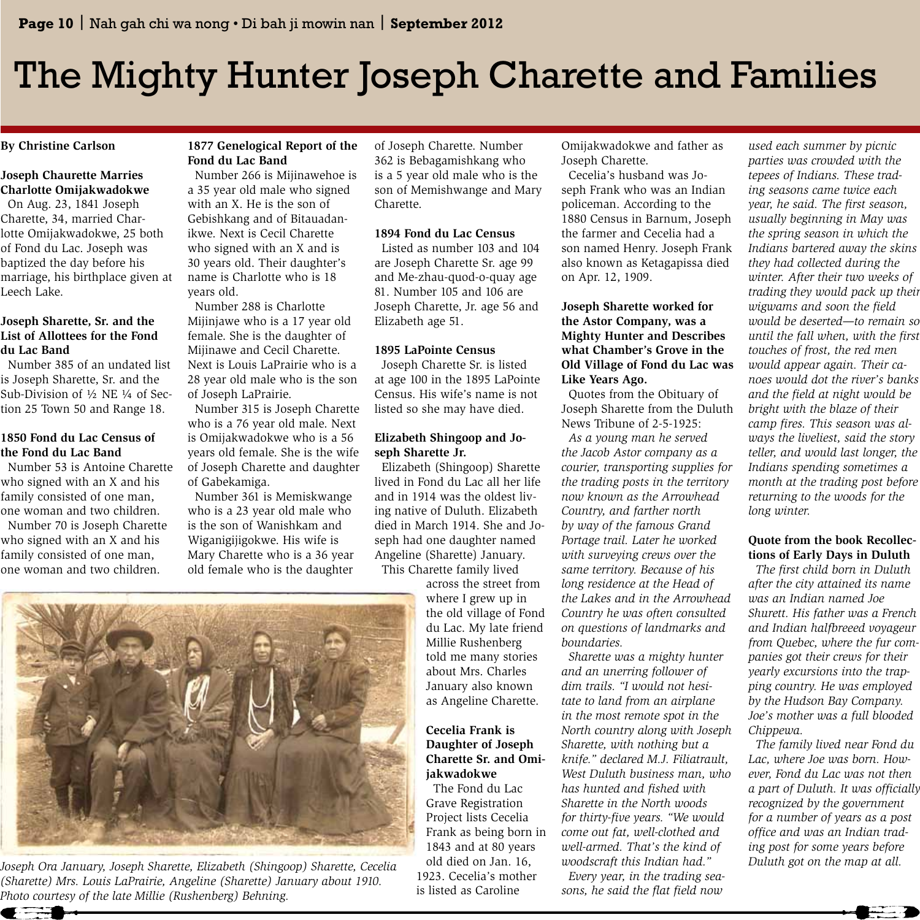# The Mighty Hunter Joseph Charette and Families

**By Christine Carlson**

**Joseph Chaurette Marries Charlotte Omijakwadokwe**

On Aug. 23, 1841 Joseph Charette, 34, married Charlotte Omijakwadokwe, 25 both of Fond du Lac. Joseph was baptized the day before his marriage, his birthplace given at Leech Lake.

**Joseph Sharette, Sr. and the List of Allottees for the Fond du Lac Band**

Number 385 of an undated list is Joseph Sharette, Sr. and the Sub-Division of ½ NE ¼ of Section 25 Town 50 and Range 18.

**1850 Fond du Lac Census of the Fond du Lac Band**

Number 53 is Antoine Charette who signed with an X and his family consisted of one man, one woman and two children.

Number 70 is Joseph Charette who signed with an X and his family consisted of one man, one woman and two children.

**1877 Genelogical Report of the Fond du Lac Band**

Number 266 is Mijinawehoe is a 35 year old male who signed with an X. He is the son of Gebishkang and of Bitauadanikwe. Next is Cecil Charette who signed with an X and is 30 years old. Their daughter's name is Charlotte who is 18 years old.

Number 288 is Charlotte Mijinjawe who is a 17 year old female. She is the daughter of Mijinawe and Cecil Charette. Next is Louis LaPrairie who is a 28 year old male who is the son of Joseph LaPrairie.

Number 315 is Joseph Charette who is a 76 year old male. Next is Omijakwadokwe who is a 56 years old female. She is the wife of Joseph Charette and daughter of Gabekamiga.

Number 361 is Memiskwange who is a 23 year old male who is the son of Wanishkam and Wiganigijigokwe. His wife is Mary Charette who is a 36 year old female who is the daughter of Joseph Charette. Number 362 is Bebagamishkang who is a 5 year old male who is the son of Memishwange and Mary Charette.

**1894 Fond du Lac Census**

Listed as number 103 and 104 are Joseph Charette Sr. age 99 and Me-zhau-quod-o-quay age 81. Number 105 and 106 are Joseph Charette, Jr. age 56 and Elizabeth age 51.

**1895 LaPointe Census**

Joseph Charette Sr. is listed at age 100 in the 1895 LaPointe Census. His wife's name is not listed so she may have died.

**Elizabeth Shingoop and Joseph Sharette Jr.**

Elizabeth (Shingoop) Sharette lived in Fond du Lac all her life and in 1914 was the oldest living native of Duluth. Elizabeth died in March 1914. She and Joseph had one daughter named Angeline (Sharette) January.

This Charette family lived across the street from where I grew up in the old village of Fond du Lac. My late friend Millie Rushenberg told me many stories about Mrs. Charles January also known as Angeline Charette.

*Joseph Ora January, Joseph Sharette, Elizabeth (Shingoop) Sharette, Cecelia (Sharette) Mrs. Louis LaPrairie, Angeline (Sharette) January about 1910. Photo courtesy of the late Millie (Rushenberg) Behning.*

**Cecelia Frank is Daughter of Joseph Charette Sr. and Omijakwadokwe**

The Fond du Lac Grave Registration Project lists Cecelia Frank as being born in 1843 and at 80 years old died on Jan. 16, 1923. Cecelia's mother is listed as Caroline Omijakwadokwe and father as Joseph Charette.

Cecelia's husband was Joseph Frank who was an Indian policeman. According to the 1880 Census in Barnum, Joseph the farmer and Cecelia had a son named Henry. Joseph Frank also known as Ketagapissa died on Apr. 12, 1909.

**Joseph Sharette worked for the Astor Company, was a Mighty Hunter and Describes what Chamber's Grove in the Old Village of Fond du Lac was Like Years Ago.**

Quotes from the Obituary of Joseph Sharette from the Duluth News Tribune of 2-5-1925:

*As a young man he served the Jacob Astor company as a courier, transporting supplies for the trading posts in the territory now known as the Arrowhead Country, and farther north by way of the famous Grand Portage trail. Later he worked with surveying crews over the same territory. Because of his long residence at the Head of the Lakes and in the Arrowhead Country he was often consulted on questions of landmarks and boundaries.*

*Sharette was a mighty hunter and an unerring follower of dim trails. "I would not hesitate to land from an airplane in the most remote spot in the North country along with Joseph Sharette, with nothing but a knife." declared M.J. Filiatrault, West Duluth business man, who has hunted and fished with Sharette in the North woods for thirty-five years. "We would come out fat, well-clothed and well-armed. That's the kind of woodscraft this Indian had."*

*Every year, in the trading seasons, he said the flat field now used each summer by picnic parties was crowded with the tepees of Indians. These trading seasons came twice each year, he said. The first season, usually beginning in May was the spring season in which the Indians bartered away the skins they had collected during the winter. After their two weeks of trading they would pack up their wigwams and soon the field would be deserted—to remain so until the fall when, with the first touches of frost, the red men would appear again. Their canoes would dot the river's banks and the field at night would be bright with the blaze of their camp fires. This season was always the liveliest, said the story teller, and would last longer, the Indians spending sometimes a month at the trading post before returning to the woods for the long winter.*

**Quote from the book Recollections of Early Days in Duluth**

*The first child born in Duluth after the city attained its name was an Indian named Joe Shurett. His father was a French and Indian halfbreeed voyageur from Quebec, where the fur companies got their crews for their yearly excursions into the trapping country. He was employed by the Hudson Bay Company. Joe's mother was a full blooded Chippewa.*

*The family lived near Fond du Lac, where Joe was born. However, Fond du Lac was not then a part of Duluth. It was officially recognized by the government for a number of years as a post office and was an Indian trading post for some years before Duluth got on the map at all.*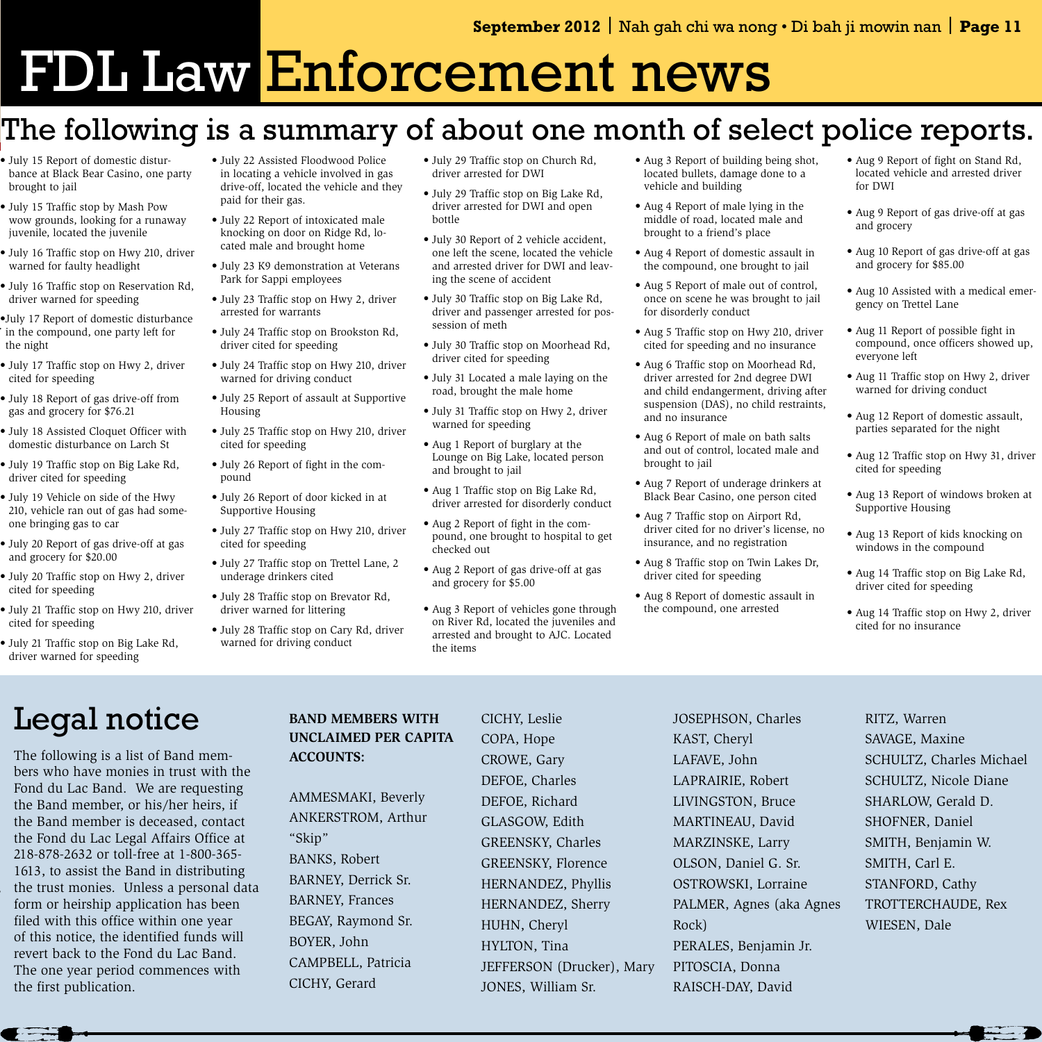# FDL Law Enforcement news

## The following is a summary of about one month of select police reports.

- July 15 Report of domestic disturbance at Black Bear Casino, one party brought to jail
- July 15 Traffic stop by Mash Pow wow grounds, looking for a runaway juvenile, located the juvenile
- July 16 Traffic stop on Hwy 210, driver warned for faulty headlight
- July 16 Traffic stop on Reservation Rd, driver warned for speeding
- July 17 Report of domestic disturbance in the compound, one party left for the night
- July 17 Traffic stop on Hwy 2, driver cited for speeding
- July 18 Report of gas drive-off from gas and grocery for $76.21
- July 18 Assisted Cloquet Officer with domestic disturbance on Larch St
- July 19 Traffic stop on Big Lake Rd, driver cited for speeding
- July 19 Vehicle on side of the Hwy 210, vehicle ran out of gas had someone bringing gas to car
- July 20 Report of gas drive-off at gas and grocery for $20.00
- July 20 Traffic stop on Hwy 2, driver cited for speeding
- July 21 Traffic stop on Hwy 210, driver cited for speeding
- July 21 Traffic stop on Big Lake Rd, driver warned for speeding
- July 22 Assisted Floodwood Police in locating a vehicle involved in gas drive-off, located the vehicle and they paid for their gas.
- July 22 Report of intoxicated male knocking on door on Ridge Rd, located male and brought home
- July 23 K9 demonstration at Veterans Park for Sappi employees
- July 23 Traffic stop on Hwy 2, driver arrested for warrants
- July 24 Traffic stop on Brookston Rd, driver cited for speeding
- July 24 Traffic stop on Hwy 210, driver warned for driving conduct
- July 25 Report of assault at Supportive Housing
- July 25 Traffic stop on Hwy 210, driver cited for speeding
- July 26 Report of fight in the compound
- July 26 Report of door kicked in at Supportive Housing
- July 27 Traffic stop on Hwy 210, driver cited for speeding
- July 27 Traffic stop on Trettel Lane, 2 underage drinkers cited
- July 28 Traffic stop on Brevator Rd, driver warned for littering
- July 28 Traffic stop on Cary Rd, driver warned for driving conduct
- July 29 Traffic stop on Church Rd, driver arrested for DWI
- July 29 Traffic stop on Big Lake Rd, driver arrested for DWI and open bottle
- July 30 Report of 2 vehicle accident, one left the scene, located the vehicle and arrested driver for DWI and leaving the scene of accident
- July 30 Traffic stop on Big Lake Rd, driver and passenger arrested for possession of meth
- July 30 Traffic stop on Moorhead Rd, driver cited for speeding
- July 31 Located a male laying on the road, brought the male home
- July 31 Traffic stop on Hwy 2, driver warned for speeding
- Aug 1 Report of burglary at the Lounge on Big Lake, located person and brought to jail
- Aug 1 Traffic stop on Big Lake Rd, driver arrested for disorderly conduct
- Aug 2 Report of fight in the compound, one brought to hospital to get checked out
- Aug 2 Report of gas drive-off at gas and grocery for $5.00
- Aug 3 Report of vehicles gone through on River Rd, located the juveniles and arrested and brought to AJC. Located the items
- Aug 3 Report of building being shot, located bullets, damage done to a vehicle and building
- Aug 4 Report of male lying in the middle of road, located male and brought to a friend's place
- Aug 4 Report of domestic assault in the compound, one brought to jail
- Aug 5 Report of male out of control, once on scene he was brought to jail for disorderly conduct
- Aug 5 Traffic stop on Hwy 210, driver cited for speeding and no insurance
- Aug 6 Traffic stop on Moorhead Rd, driver arrested for 2nd degree DWI and child endangerment, driving after suspension (DAS), no child restraints, and no insurance
- Aug 6 Report of male on bath salts and out of control, located male and brought to jail
- Aug 7 Report of underage drinkers at Black Bear Casino, one person cited
- Aug 7 Traffic stop on Airport Rd, driver cited for no driver's license, no insurance, and no registration
- Aug 8 Traffic stop on Twin Lakes Dr, driver cited for speeding
- Aug 8 Report of domestic assault in the compound, one arrested
- Aug 9 Report of fight on Stand Rd, located vehicle and arrested driver for DWI
- Aug 9 Report of gas drive-off at gas and grocery
- Aug 10 Report of gas drive-off at gas and grocery for $85.00
- Aug 10 Assisted with a medical emergency on Trettel Lane
- Aug 11 Report of possible fight in compound, once officers showed up, everyone left
- Aug 11 Traffic stop on Hwy 2, driver warned for driving conduct
- Aug 12 Report of domestic assault, parties separated for the night
- Aug 12 Traffic stop on Hwy 31, driver cited for speeding
- Aug 13 Report of windows broken at Supportive Housing
- Aug 13 Report of kids knocking on windows in the compound
- Aug 14 Traffic stop on Big Lake Rd, driver cited for speeding
- Aug 14 Traffic stop on Hwy 2, driver cited for no insurance

# Legal notice

The following is a list of Band members who have monies in trust with the Fond du Lac Band. We are requesting the Band member, or his/her heirs, if the Band member is deceased, contact the Fond du Lac Legal Affairs Office at 218-878-2632 or toll-free at 1-800-365-1613, to assist the Band in distributing the trust monies. Unless a personal data form or heirship application has been filed with this office within one year of this notice, the identified funds will revert back to the Fond du Lac Band. The one year period commences with the first publication.

**BAND MEMBERS WITH UNCLAIMED PER CAPITA ACCOUNTS:**

AMMESMAKI, Beverly
ANKERSTROM, Arthur "Skip"
BANKS, Robert
BARNEY, Derrick Sr.
BARNEY, Frances
BEGAY, Raymond Sr.
BOYER, John
CAMPBELL, Patricia
CICHY, Gerard
CICHY, Leslie
COPA, Hope
CROWE, Gary
DEFOE, Charles
DEFOE, Richard
GLASGOW, Edith
GREENSKY, Charles
GREENSKY, Florence
HERNANDEZ, Phyllis
HERNANDEZ, Sherry
HUHN, Cheryl
HYLTON, Tina
JEFFERSON (Drucker), Mary
JONES, William Sr.
JOSEPHSON, Charles
KAST, Cheryl
LAFAVE, John
LAPRAIRIE, Robert
LIVINGSTON, Bruce
MARTINEAU, David
MARZINSKE, Larry
OLSON, Daniel G. Sr.
OSTROWSKI, Lorraine
PALMER, Agnes (aka Agnes Rock)
PERALES, Benjamin Jr.
PITOSCIA, Donna
RAISCH-DAY, David
RITZ, Warren
SAVAGE, Maxine
SCHULTZ, Charles Michael
SCHULTZ, Nicole Diane
SHARLOW, Gerald D.
SHOFNER, Daniel
SMITH, Benjamin W.
SMITH, Carl E.
STANFORD, Cathy
TROTTERCHAUDE, Rex
WIESEN, Dale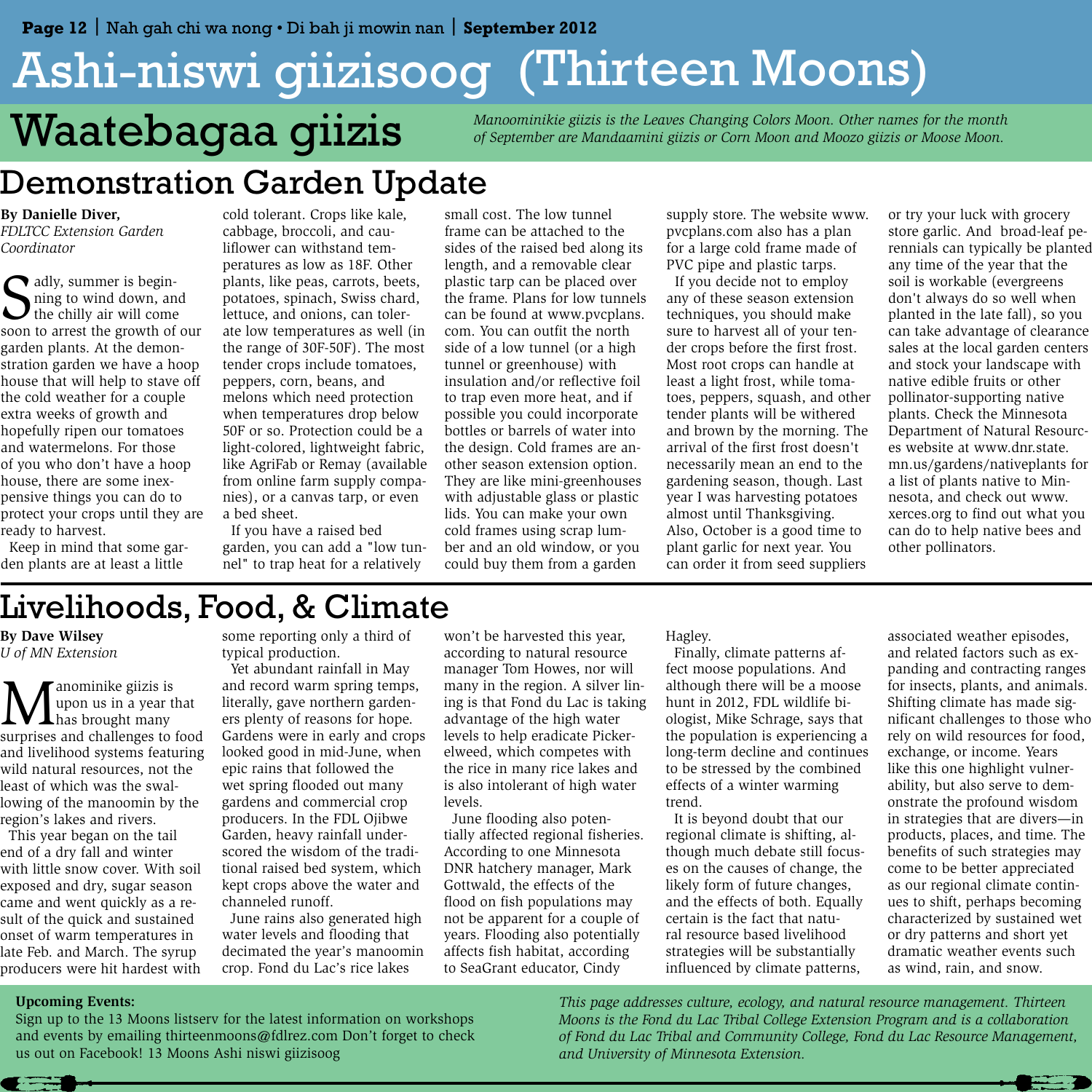# Ashi-niswi giizisoog (Thirteen Moons)

## Waatebagaa giizis

*Manoominikie giizis is the Leaves Changing Colors Moon. Other names for the month of September are Mandaamini giizis or Corn Moon and Moozo giizis or Moose Moon.*

## Demonstration Garden Update

**By Danielle Diver,**
*FDLTCC Extension Garden Coordinator*

Sadly, summer is beginning to wind down, and the chilly air will come soon to arrest the growth of our garden plants. At the demonstration garden we have a hoop house that will help to stave off the cold weather for a couple extra weeks of growth and hopefully ripen our tomatoes and watermelons. For those of you who don't have a hoop house, there are some inexpensive things you can do to protect your crops until they are ready to harvest.

Keep in mind that some garden plants are at least a little cold tolerant. Crops like kale, cabbage, broccoli, and cauliflower can withstand temperatures as low as 18F. Other plants, like peas, carrots, beets, potatoes, spinach, Swiss chard, lettuce, and onions, can tolerate low temperatures as well (in the range of 30F-50F). The most tender crops include tomatoes, peppers, corn, beans, and melons which need protection when temperatures drop below 50F or so. Protection could be a light-colored, lightweight fabric, like AgriFab or Remay (available from online farm supply companies), or a canvas tarp, or even a bed sheet.

If you have a raised bed garden, you can add a "low tunnel" to trap heat for a relatively small cost. The low tunnel frame can be attached to the sides of the raised bed along its length, and a removable clear plastic tarp can be placed over the frame. Plans for low tunnels can be found at www.pvcplans.com. You can outfit the north side of a low tunnel (or a high tunnel or greenhouse) with insulation and/or reflective foil to trap even more heat, and if possible you could incorporate bottles or barrels of water into the design. Cold frames are another season extension option. They are like mini-greenhouses with adjustable glass or plastic lids. You can make your own cold frames using scrap lumber and an old window, or you could buy them from a garden supply store. The website www.pvcplans.com also has a plan for a large cold frame made of PVC pipe and plastic tarps.

If you decide not to employ any of these season extension techniques, you should make sure to harvest all of your tender crops before the first frost. Most root crops can handle at least a light frost, while tomatoes, peppers, squash, and other tender plants will be withered and brown by the morning. The arrival of the first frost doesn't necessarily mean an end to the gardening season, though. Last year I was harvesting potatoes almost until Thanksgiving. Also, October is a good time to plant garlic for next year. You can order it from seed suppliers or try your luck with grocery store garlic. And broad-leaf perennials can typically be planted any time of the year that the soil is workable (evergreens don't always do so well when planted in the late fall), so you can take advantage of clearance sales at the local garden centers and stock your landscape with native edible fruits or other pollinator-supporting native plants. Check the Minnesota Department of Natural Resources website at www.dnr.state.mn.us/gardens/nativeplants for a list of plants native to Minnesota, and check out www.xerces.org to find out what you can do to help native bees and other pollinators.

## Livelihoods, Food, & Climate

**By Dave Wilsey**
*U of MN Extension*

Manominike giizis is upon us in a year that has brought many surprises and challenges to food and livelihood systems featuring wild natural resources, not the least of which was the swallowing of the manoomin by the region's lakes and rivers.

This year began on the tail end of a dry fall and winter with little snow cover. With soil exposed and dry, sugar season came and went quickly as a result of the quick and sustained onset of warm temperatures in late Feb. and March. The syrup producers were hit hardest with some reporting only a third of typical production.

Yet abundant rainfall in May and record warm spring temps, literally, gave northern gardeners plenty of reasons for hope. Gardens were in early and crops looked good in mid-June, when epic rains that followed the wet spring flooded out many gardens and commercial crop producers. In the FDL Ojibwe Garden, heavy rainfall underscored the wisdom of the traditional raised bed system, which kept crops above the water and channeled runoff.

June rains also generated high water levels and flooding that decimated the year's manoomin crop. Fond du Lac's rice lakes won't be harvested this year, according to natural resource manager Tom Howes, nor will many in the region. A silver lining is that Fond du Lac is taking advantage of the high water levels to help eradicate Pickerelweed, which competes with the rice in many rice lakes and is also intolerant of high water levels.

June flooding also potentially affected regional fisheries. According to one Minnesota DNR hatchery manager, Mark Gottwald, the effects of the flood on fish populations may not be apparent for a couple of years. Flooding also potentially affects fish habitat, according to SeaGrant educator, Cindy Hagley.

Finally, climate patterns affect moose populations. And although there will be a moose hunt in 2012, FDL wildlife biologist, Mike Schrage, says that the population is experiencing a long-term decline and continues to be stressed by the combined effects of a winter warming trend.

It is beyond doubt that our regional climate is shifting, although much debate still focuses on the causes of change, the likely form of future changes, and the effects of both. Equally certain is the fact that natural resource based livelihood strategies will be substantially influenced by climate patterns, associated weather episodes, and related factors such as expanding and contracting ranges for insects, plants, and animals. Shifting climate has made significant challenges to those who rely on wild resources for food, exchange, or income. Years like this one highlight vulnerability, but also serve to demonstrate the profound wisdom in strategies that are divers—in products, places, and time. The benefits of such strategies may come to be better appreciated as our regional climate continues to shift, perhaps becoming characterized by sustained wet or dry patterns and short yet dramatic weather events such as wind, rain, and snow.

**Upcoming Events:**
Sign up to the 13 Moons listserv for the latest information on workshops and events by emailing thirteenmoons@fdlrez.com Don't forget to check us out on Facebook! 13 Moons Ashi niswi giizisoog

*This page addresses culture, ecology, and natural resource management. Thirteen Moons is the Fond du Lac Tribal College Extension Program and is a collaboration of Fond du Lac Tribal and Community College, Fond du Lac Resource Management, and University of Minnesota Extension.*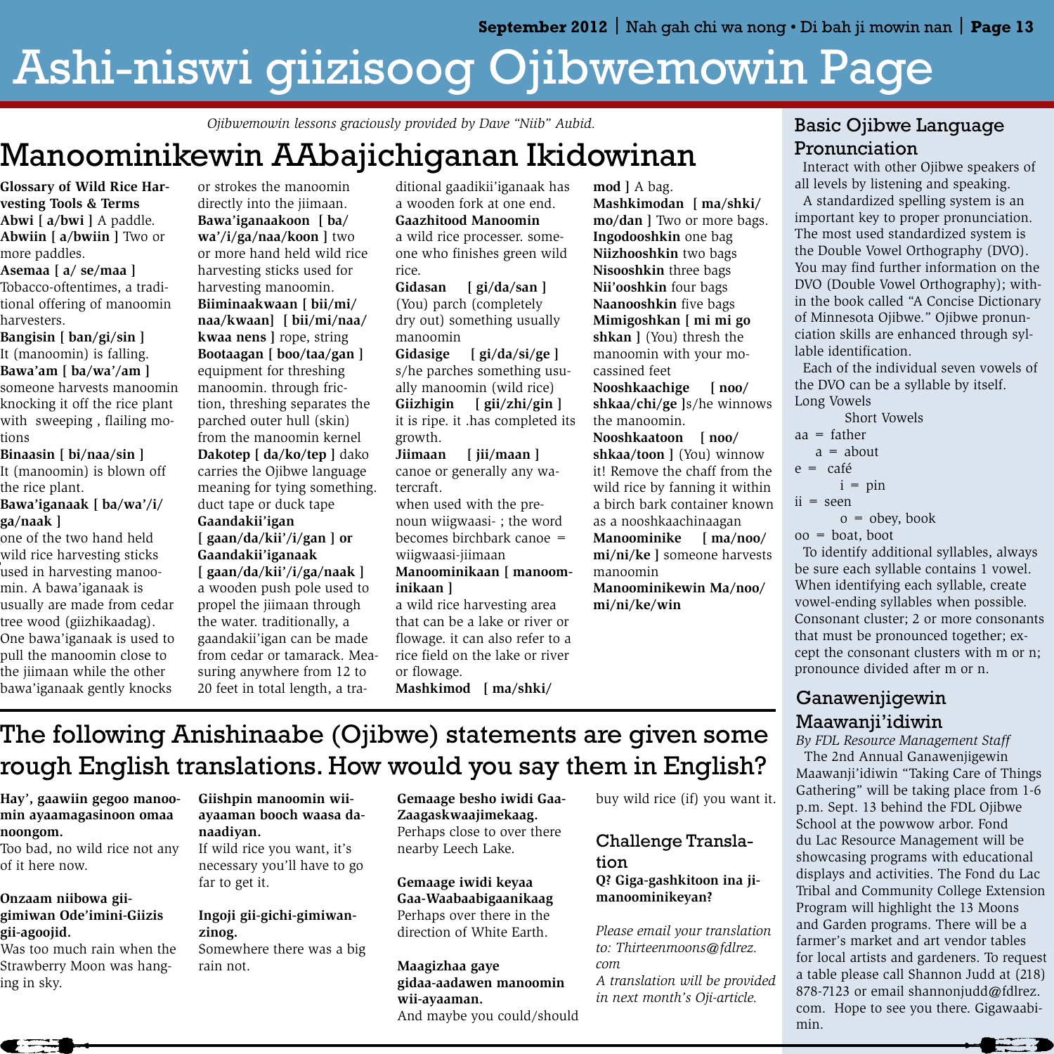# Ashi-niswi giizisoog Ojibwemowin Page

*Ojibwemowin lessons graciously provided by Dave "Niib" Aubid.*

## Manoominikewin AAbajichiganan Ikidowinan

**Glossary of Wild Rice Harvesting Tools & Terms**

**Abwi [ a/bwi ]** A paddle.

**Abwiin [ a/bwiin ]** Two or more paddles.

**Asemaa [ a/ se/maa ]** Tobacco-oftentimes, a traditional offering of manoomin harvesters.

**Bangisin [ ban/gi/sin ]** It (manoomin) is falling.

**Bawa'am [ ba/wa'/am ]** someone harvests manoomin knocking it off the rice plant with sweeping , flailing motions

**Binaasin [ bi/naa/sin ]** It (manoomin) is blown off the rice plant.

**Bawa'iganaak [ ba/wa'/i/ga/naak ]** one of the two hand held wild rice harvesting sticks used in harvesting manoomin. A bawa'iganaak is usually are made from cedar tree wood (giizhikaadag). One bawa'iganaak is used to pull the manoomin close to the jiimaan while the other bawa'iganaak gently knocks or strokes the manoomin directly into the jiimaan.

**Bawa'iganaakoon [ ba/wa'/i/ga/naa/koon ]** two or more hand held wild rice harvesting sticks used for harvesting manoomin.

**Biiminaakwaan [ bii/mi/naa/kwaan] [ bii/mi/naa/kwaa nens ]** rope, string

**Bootaagan [ boo/taa/gan ]** equipment for threshing manoomin. through friction, threshing separates the parched outer hull (skin) from the manoomin kernel

**Dakotep [ da/ko/tep ]** dako carries the Ojibwe language meaning for tying something. duct tape or duck tape

**Gaandakii'igan [ gaan/da/kii'/i/gan ] or Gaandakii'iganaak [ gaan/da/kii'/i/ga/naak ]** a wooden push pole used to propel the jiimaan through the water. traditionally, a gaandakii'igan can be made from cedar or tamarack. Measuring anywhere from 12 to 20 feet in total length, a traditional gaadikii'iganaak has a wooden fork at one end.

**Gaazhitood Manoomin** a wild rice processer. someone who finishes green wild rice.

**Gidasan [ gi/da/san ]** (You) parch (completely dry out) something usually manoomin

**Gidasige [ gi/da/si/ge ]** s/he parches something usually manoomin (wild rice)

**Giizhigin [ gii/zhi/gin ]** it is ripe. it .has completed its growth.

**Jiimaan [ jii/maan ]** canoe or generally any watercraft.
when used with the prenoun wiigwaasi- ; the word becomes birchbark canoe = wiigwaasi-jiimaan

**Manoominikaan [ manoominikaan ]** a wild rice harvesting area that can be a lake or river or flowage. it can also refer to a rice field on the lake or river or flowage.

**Mashkimod [ ma/shki/mod ]** A bag.

**Mashkimodan [ ma/shki/mo/dan ]** Two or more bags.

**Ingodooshkin** one bag

**Niizhooshkin** two bags

**Nisooshkin** three bags

**Nii'ooshkin** four bags

**Naanooshkin** five bags

**Mimigoshkan [ mi mi go shkan ]** (You) thresh the manoomin with your mocassined feet

**Nooshkaachige [ noo/shkaa/chi/ge ]**s/he winnows the manoomin.

**Nooshkaatoon [ noo/shkaa/toon ]** (You) winnow it! Remove the chaff from the wild rice by fanning it within a birch bark container known as a nooshkaachinaagan

**Manoominike [ ma/noo/mi/ni/ke ]** someone harvests manoomin

**Manoominikewin Ma/noo/mi/ni/ke/win**

## The following Anishinaabe (Ojibwe) statements are given some rough English translations. How would you say them in English?

**Hay', gaawiin gegoo manoomin ayaamagasinoon omaa noongom.**
Too bad, no wild rice not any of it here now.

**Onzaam niibowa gii-gimiwan Ode'imini-Giizis gii-agoojid.**
Was too much rain when the Strawberry Moon was hanging in sky.

**Giishpin manoomin wii-ayaamaan booch waasa danaadiyan.**
If wild rice you want, it's necessary you'll have to go far to get it.

**Ingoji gii-gichi-gimiwanzinog.**
Somewhere there was a big rain not.

**Gemaage besho iwidi Gaa-Zaagaskwaajimekaag.**
Perhaps close to over there nearby Leech Lake.

**Gemaage iwidi keyaa Gaa-Waabaabigaanikaag**
Perhaps over there in the direction of White Earth.

**Maagizhaa gaye gidaa-aadawen manoomin wii-ayaaman.**
And maybe you could/should buy wild rice (if) you want it.

### Challenge Translation

**Q? Giga-gashkitoon ina jimanoominikeyan?**

*Please email your translation to: Thirteenmoons@fdlrez.com*

*A translation will be provided in next month's Oji-article.*

## Basic Ojibwe Language Pronunciation

Interact with other Ojibwe speakers of all levels by listening and speaking.

A standardized spelling system is an important key to proper pronunciation. The most used standardized system is the Double Vowel Orthography (DVO). You may find further information on the DVO (Double Vowel Orthography); within the book called "A Concise Dictionary of Minnesota Ojibwe." Ojibwe pronunciation skills are enhanced through syllable identification.

Each of the individual seven vowels of the DVO can be a syllable by itself.

Long Vowels
Short Vowels

aa = father
a = about
e = café
i = pin
ii = seen
o = obey, book
oo = boat, boot

To identify additional syllables, always be sure each syllable contains 1 vowel. When identifying each syllable, create vowel-ending syllables when possible. Consonant cluster; 2 or more consonants that must be pronounced together; except the consonant clusters with m or n; pronounce divided after m or n.

## Ganawenjigewin Maawanji'idiwin

*By FDL Resource Management Staff*

The 2nd Annual Ganawenjigewin Maawanji'idiwin "Taking Care of Things Gathering" will be taking place from 1-6 p.m. Sept. 13 behind the FDL Ojibwe School at the powwow arbor. Fond du Lac Resource Management will be showcasing programs with educational displays and activities. The Fond du Lac Tribal and Community College Extension Program will highlight the 13 Moons and Garden programs. There will be a farmer's market and art vendor tables for local artists and gardeners. To request a table please call Shannon Judd at (218) 878-7123 or email shannonjudd@fdlrez.com. Hope to see you there. Gigawaabimin.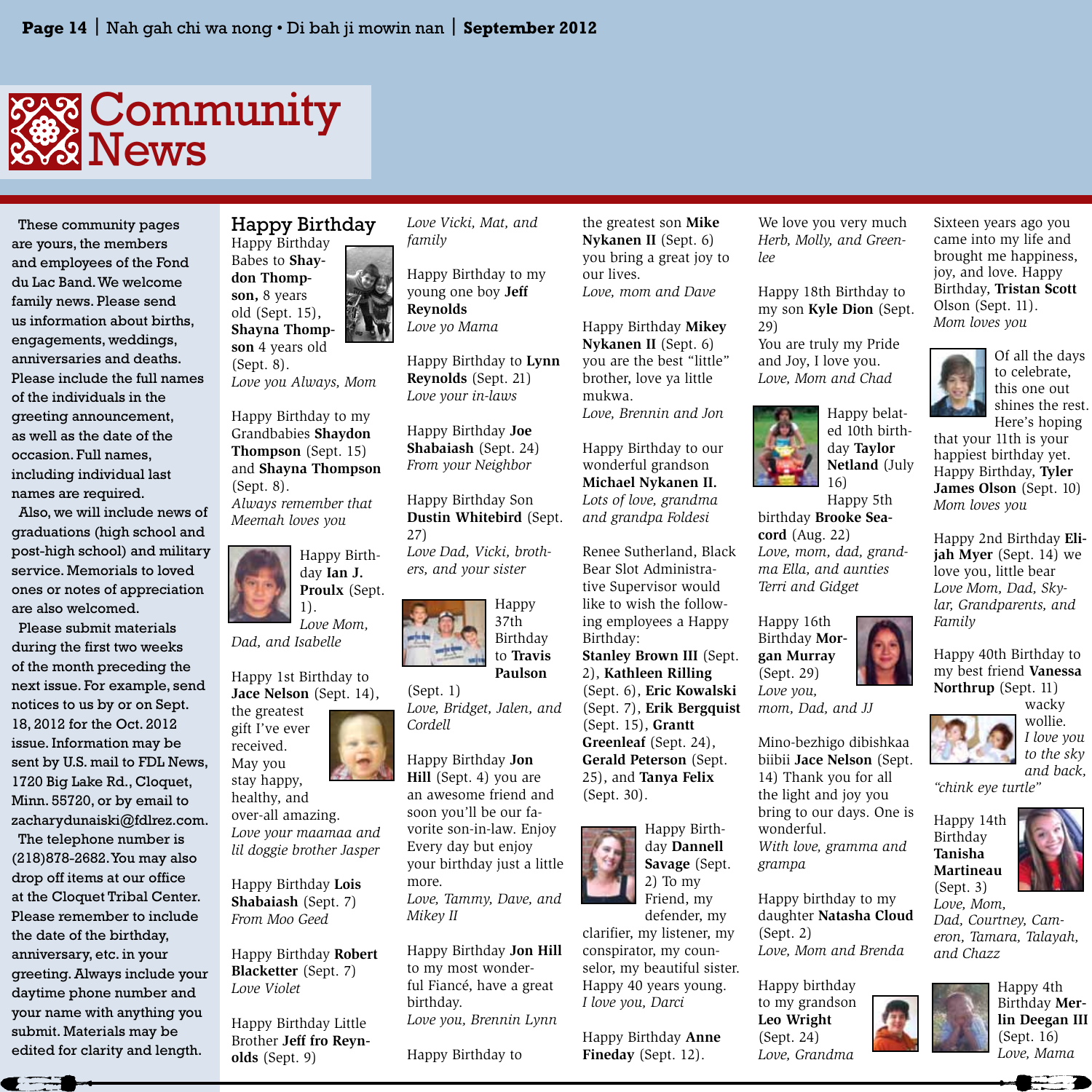# Community News

These community pages are yours, the members and employees of the Fond du Lac Band. We welcome family news. Please send us information about births, engagements, weddings, anniversaries and deaths. Please include the full names of the individuals in the greeting announcement, as well as the date of the occasion. Full names, including individual last names are required.

Also, we will include news of graduations (high school and post-high school) and military service. Memorials to loved ones or notes of appreciation are also welcomed.

Please submit materials during the first two weeks of the month preceding the next issue. For example, send notices to us by or on Sept. 18, 2012 for the Oct. 2012 issue. Information may be sent by U.S. mail to FDL News, 1720 Big Lake Rd., Cloquet, Minn. 55720, or by email to zacharydunaiski@fdlrez.com.

The telephone number is (218)878-2682. You may also drop off items at our office at the Cloquet Tribal Center. Please remember to include the date of the birthday, anniversary, etc. in your greeting. Always include your daytime phone number and your name with anything you submit. Materials may be edited for clarity and length.

## Happy Birthday

Happy Birthday Babes to **Shaydon Thompson,** 8 years old (Sept. 15), **Shayna Thompson** 4 years old (Sept. 8).
*Love you Always, Mom*

Happy Birthday to my Grandbabies **Shaydon Thompson** (Sept. 15) and **Shayna Thompson** (Sept. 8).
*Always remember that Meemah loves you*

Happy Birthday **Ian J. Proulx** (Sept. 1).
*Love Mom, Dad, and Isabelle*

Happy 1st Birthday to **Jace Nelson** (Sept. 14), the greatest gift I've ever received. May you stay happy, healthy, and over-all amazing.
*Love your maamaa and lil doggie brother Jasper*

Happy Birthday **Lois Shabaiash** (Sept. 7)
*From Moo Geed*

Happy Birthday **Robert Blacketter** (Sept. 7)
*Love Violet*

Happy Birthday Little Brother **Jeff fro Reynolds** (Sept. 9)
*Love Vicki, Mat, and family*

Happy Birthday to my young one boy **Jeff Reynolds**
*Love yo Mama*

Happy Birthday to **Lynn Reynolds** (Sept. 21)
*Love your in-laws*

Happy Birthday **Joe Shabaiash** (Sept. 24)
*From your Neighbor*

Happy Birthday Son **Dustin Whitebird** (Sept. 27)
*Love Dad, Vicki, brothers, and your sister*

Happy 37th Birthday to **Travis Paulson** (Sept. 1)
*Love, Bridget, Jalen, and Cordell*

Happy Birthday **Jon Hill** (Sept. 4) you are an awesome friend and soon you'll be our favorite son-in-law. Enjoy Every day but enjoy your birthday just a little more.
*Love, Tammy, Dave, and Mikey II*

Happy Birthday **Jon Hill** to my most wonderful Fiancé, have a great birthday.
*Love you, Brennin Lynn*

Happy Birthday to the greatest son **Mike Nykanen II** (Sept. 6) you bring a great joy to our lives.
*Love, mom and Dave*

Happy Birthday **Mikey Nykanen II** (Sept. 6) you are the best "little" brother, love ya little mukwa.
*Love, Brennin and Jon*

Happy Birthday to our wonderful grandson **Michael Nykanen II.**
*Lots of love, grandma and grandpa Foldesi*

Renee Sutherland, Black Bear Slot Administrative Supervisor would like to wish the following employees a Happy Birthday:
**Stanley Brown III** (Sept. 2), **Kathleen Rilling** (Sept. 6), **Eric Kowalski** (Sept. 7), **Erik Bergquist** (Sept. 15), **Grantt Greenleaf** (Sept. 24), **Gerald Peterson** (Sept. 25), and **Tanya Felix** (Sept. 30).

Happy Birthday **Dannell Savage** (Sept. 2) To my Friend, my defender, my clarifier, my listener, my conspirator, my counselor, my beautiful sister. Happy 40 years young.
*I love you, Darci*

Happy Birthday **Anne Fineday** (Sept. 12).
We love you very much
*Herb, Molly, and Greenlee*

Happy 18th Birthday to my son **Kyle Dion** (Sept. 29)
You are truly my Pride and Joy, I love you.
*Love, Mom and Chad*

Happy belated 10th birthday **Taylor Netland** (July 16)
Happy 5th birthday **Brooke Seacord** (Aug. 22)
*Love, mom, dad, grandma Ella, and aunties Terri and Gidget*

Happy 16th Birthday **Morgan Murray** (Sept. 29)
*Love you, mom, Dad, and JJ*

Mino-bezhigo dibishkaa biibii **Jace Nelson** (Sept. 14) Thank you for all the light and joy you bring to our days. One is wonderful.
*With love, gramma and grampa*

Happy birthday to my daughter **Natasha Cloud** (Sept. 2)
*Love, Mom and Brenda*

Happy birthday to my grandson **Leo Wright** (Sept. 24)
*Love, Grandma*

Sixteen years ago you came into my life and brought me happiness, joy, and love. Happy Birthday, **Tristan Scott** Olson (Sept. 11).
*Mom loves you*

Of all the days to celebrate, this one out shines the rest. Here's hoping that your 11th is your happiest birthday yet. Happy Birthday, **Tyler James Olson** (Sept. 10)
*Mom loves you*

Happy 2nd Birthday **Elijah Myer** (Sept. 14) we love you, little bear
*Love Mom, Dad, Skylar, Grandparents, and Family*

Happy 40th Birthday to my best friend **Vanessa Northrup** (Sept. 11) wacky wollie.
*I love you to the sky and back, "chink eye turtle"*

Happy 14th Birthday **Tanisha Martineau** (Sept. 3)
*Love, Mom, Dad, Courtney, Cameron, Tamara, Talayah, and Chazz*

Happy 4th Birthday **Merlin Deegan III** (Sept. 16)
*Love, Mama*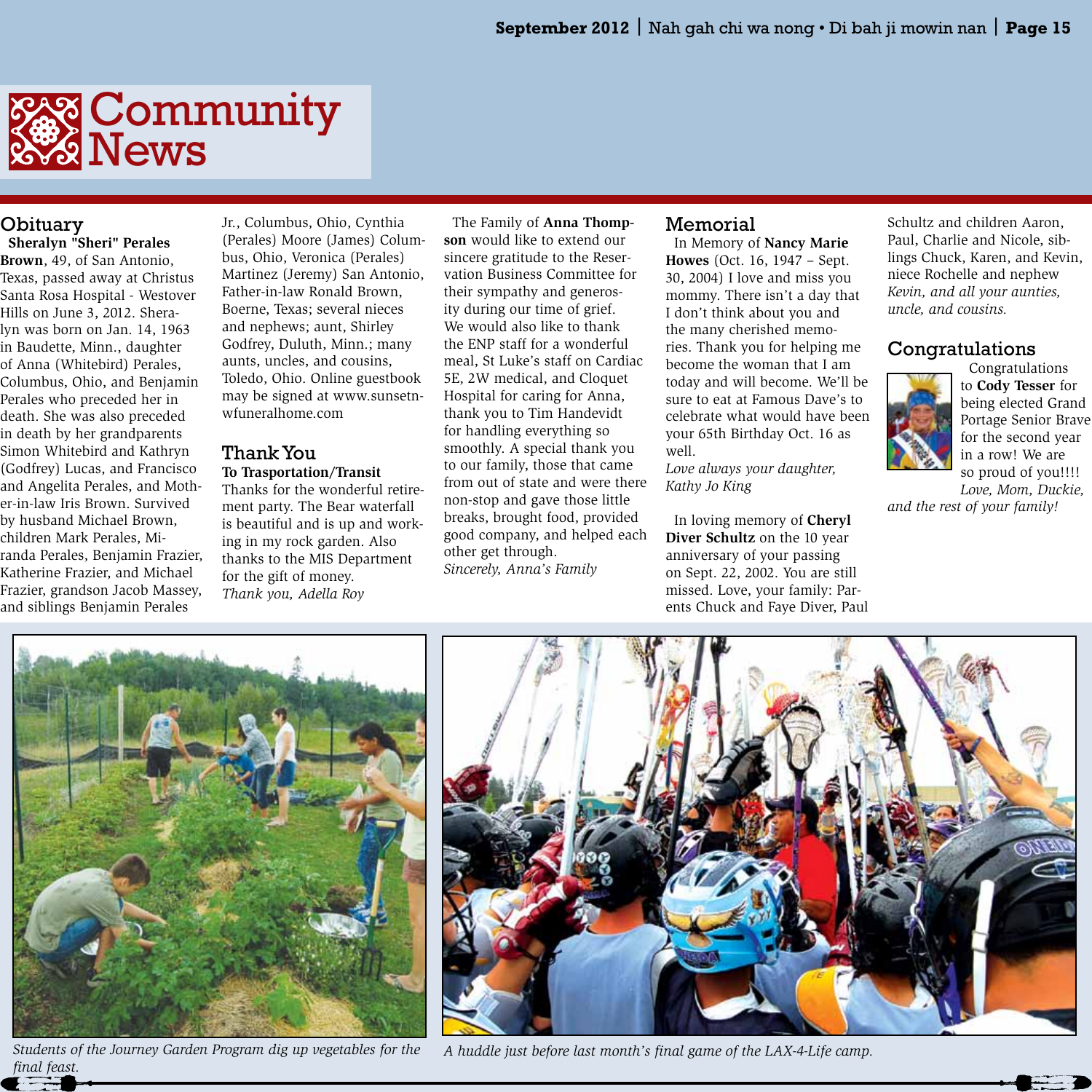# Community News

## Obituary

**Sheralyn "Sheri" Perales Brown**, 49, of San Antonio, Texas, passed away at Christus Santa Rosa Hospital - Westover Hills on June 3, 2012. Sheralyn was born on Jan. 14, 1963 in Baudette, Minn., daughter of Anna (Whitebird) Perales, Columbus, Ohio, and Benjamin Perales who preceded her in death. She was also preceded in death by her grandparents Simon Whitebird and Kathryn (Godfrey) Lucas, and Francisco and Angelita Perales, and Mother-in-law Iris Brown. Survived by husband Michael Brown, children Mark Perales, Miranda Perales, Benjamin Frazier, Katherine Frazier, and Michael Frazier, grandson Jacob Massey, and siblings Benjamin Perales Jr., Columbus, Ohio, Cynthia (Perales) Moore (James) Columbus, Ohio, Veronica (Perales) Martinez (Jeremy) San Antonio, Father-in-law Ronald Brown, Boerne, Texas; several nieces and nephews; aunt, Shirley Godfrey, Duluth, Minn.; many aunts, uncles, and cousins, Toledo, Ohio. Online guestbook may be signed at www.sunsetnwfuneralhome.com

## Thank You

**To Trasportation/Transit**

Thanks for the wonderful retirement party. The Bear waterfall is beautiful and is up and working in my rock garden. Also thanks to the MIS Department for the gift of money.

*Thank you, Adella Roy*

The Family of **Anna Thompson** would like to extend our sincere gratitude to the Reservation Business Committee for their sympathy and generosity during our time of grief. We would also like to thank the ENP staff for a wonderful meal, St Luke's staff on Cardiac 5E, 2W medical, and Cloquet Hospital for caring for Anna, thank you to Tim Handevidt for handling everything so smoothly. A special thank you to our family, those that came from out of state and were there non-stop and gave those little breaks, brought food, provided good company, and helped each other get through.

*Sincerely, Anna's Family*

## Memorial

In Memory of **Nancy Marie Howes** (Oct. 16, 1947 – Sept. 30, 2004) I love and miss you mommy. There isn't a day that I don't think about you and the many cherished memories. Thank you for helping me become the woman that I am today and will become. We'll be sure to eat at Famous Dave's to celebrate what would have been your 65th Birthday Oct. 16 as well.

*Love always your daughter, Kathy Jo King*

In loving memory of **Cheryl Diver Schultz** on the 10 year anniversary of your passing on Sept. 22, 2002. You are still missed. Love, your family: Parents Chuck and Faye Diver, Paul Schultz and children Aaron, Paul, Charlie and Nicole, siblings Chuck, Karen, and Kevin, niece Rochelle and nephew *Kevin, and all your aunties, uncle, and cousins.*

## Congratulations

Congratulations to **Cody Tesser** for being elected Grand Portage Senior Brave for the second year in a row! We are so proud of you!!!!

*Love, Mom, Duckie, and the rest of your family!*

*Students of the Journey Garden Program dig up vegetables for the final feast.*

*A huddle just before last month's final game of the LAX-4-Life camp.*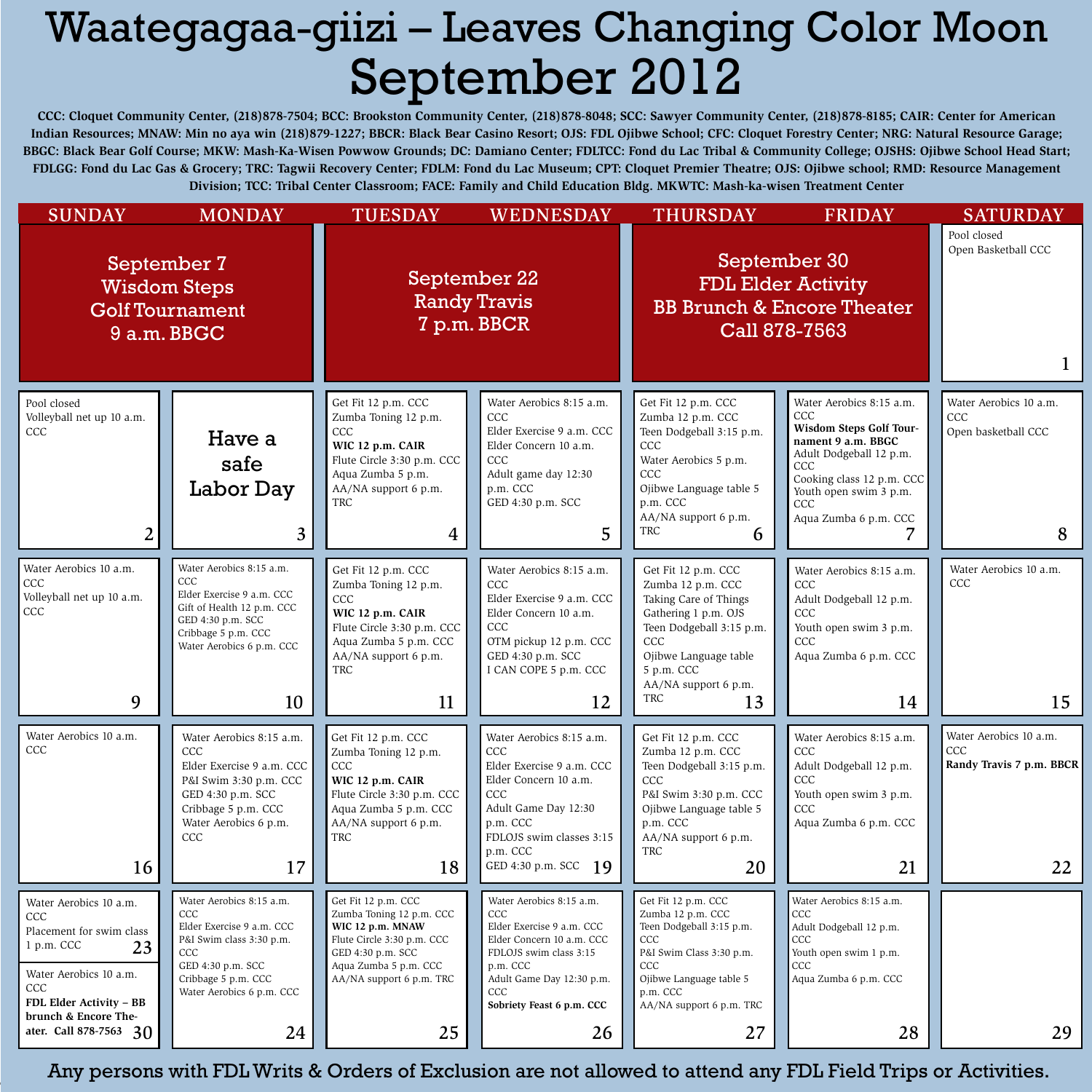# Waategagaa-giizi – Leaves Changing Color Moon
# September 2012

**CCC: Cloquet Community Center, (218)878-7504; BCC: Brookston Community Center, (218)878-8048; SCC: Sawyer Community Center, (218)878-8185; CAIR: Center for American Indian Resources; MNAW: Min no aya win (218)879-1227; BBCR: Black Bear Casino Resort; OJS: FDL Ojibwe School; CFC: Cloquet Forestry Center; NRG: Natural Resource Garage; BBGC: Black Bear Golf Course; MKW: Mash-Ka-Wisen Powwow Grounds; DC: Damiano Center; FDLTCC: Fond du Lac Tribal & Community College; OJSHS: Ojibwe School Head Start; FDLGG: Fond du Lac Gas & Grocery; TRC: Tagwii Recovery Center; FDLM: Fond du Lac Museum; CPT: Cloquet Premier Theatre; OJS: Ojibwe school; RMD: Resource Management Division; TCC: Tribal Center Classroom; FACE: Family and Child Education Bldg. MKWTC: Mash-ka-wisen Treatment Center**

| SUNDAY | MONDAY | TUESDAY | WEDNESDAY | THURSDAY | FRIDAY | SATURDAY |
|---|---|---|---|---|---|---|
| September 7 Wisdom Steps Golf Tournament 9 a.m. BBGC | | September 22 Randy Travis 7 p.m. BBCR | | September 30 FDL Elder Activity BB Brunch & Encore Theater Call 878-7563 | | **1** Pool closed<br>Open Basketball CCC |
| **2** Pool closed<br>Volleyball net up 10 a.m. CCC | **3** Have a safe Labor Day | **4** Get Fit 12 p.m. CCC<br>Zumba Toning 12 p.m. CCC<br>**WIC 12 p.m. CAIR**<br>Flute Circle 3:30 p.m. CCC<br>Aqua Zumba 5 p.m.<br>AA/NA support 6 p.m. TRC | **5** Water Aerobics 8:15 a.m. CCC<br>Elder Exercise 9 a.m. CCC<br>Elder Concern 10 a.m. CCC<br>Adult game day 12:30 p.m. CCC<br>GED 4:30 p.m. SCC | **6** Get Fit 12 p.m. CCC<br>Zumba 12 p.m. CCC<br>Teen Dodgeball 3:15 p.m. CCC<br>Water Aerobics 5 p.m. CCC<br>Ojibwe Language table 5 p.m. CCC<br>AA/NA support 6 p.m. TRC | **7** Water Aerobics 8:15 a.m. CCC<br>**Wisdom Steps Golf Tournament 9 a.m. BBGC**<br>Adult Dodgeball 12 p.m. CCC<br>Cooking class 12 p.m. CCC<br>Youth open swim 3 p.m. CCC<br>Aqua Zumba 6 p.m. CCC | **8** Water Aerobics 10 a.m. CCC<br>Open basketball CCC |
| **9** Water Aerobics 10 a.m. CCC<br>Volleyball net up 10 a.m. CCC | **10** Water Aerobics 8:15 a.m. CCC<br>Elder Exercise 9 a.m. CCC<br>Gift of Health 12 p.m. CCC<br>GED 4:30 p.m. SCC<br>Cribbage 5 p.m. CCC<br>Water Aerobics 6 p.m. CCC | **11** Get Fit 12 p.m. CCC<br>Zumba Toning 12 p.m. CCC<br>**WIC 12 p.m. CAIR**<br>Flute Circle 3:30 p.m. CCC<br>Aqua Zumba 5 p.m. CCC<br>AA/NA support 6 p.m. TRC | **12** Water Aerobics 8:15 a.m. CCC<br>Elder Exercise 9 a.m. CCC<br>Elder Concern 10 a.m. CCC<br>OTM pickup 12 p.m. CCC<br>GED 4:30 p.m. SCC<br>I CAN COPE 5 p.m. CCC | **13** Get Fit 12 p.m. CCC<br>Zumba 12 p.m. CCC<br>Taking Care of Things Gathering 1 p.m. OJS<br>Teen Dodgeball 3:15 p.m. CCC<br>Ojibwe Language table 5 p.m. CCC<br>AA/NA support 6 p.m. TRC | **14** Water Aerobics 8:15 a.m. CCC<br>Adult Dodgeball 12 p.m. CCC<br>Youth open swim 3 p.m. CCC<br>Aqua Zumba 6 p.m. CCC | **15** Water Aerobics 10 a.m. CCC |
| **16** Water Aerobics 10 a.m. CCC | **17** Water Aerobics 8:15 a.m. CCC<br>Elder Exercise 9 a.m. CCC<br>P&I Swim 3:30 p.m. CCC<br>GED 4:30 p.m. SCC<br>Cribbage 5 p.m. CCC<br>Water Aerobics 6 p.m. CCC | **18** Get Fit 12 p.m. CCC<br>Zumba Toning 12 p.m. CCC<br>**WIC 12 p.m. CAIR**<br>Flute Circle 3:30 p.m. CCC<br>Aqua Zumba 5 p.m. CCC<br>AA/NA support 6 p.m. TRC | **19** Water Aerobics 8:15 a.m. CCC<br>Elder Exercise 9 a.m. CCC<br>Elder Concern 10 a.m. CCC<br>Adult Game Day 12:30 p.m. CCC<br>FDLOJS swim classes 3:15 p.m. CCC<br>GED 4:30 p.m. SCC | **20** Get Fit 12 p.m. CCC<br>Zumba 12 p.m. CCC<br>Teen Dodgeball 3:15 p.m. CCC<br>P&I Swim 3:30 p.m. CCC<br>Ojibwe Language table 5 p.m. CCC<br>AA/NA support 6 p.m. TRC | **21** Water Aerobics 8:15 a.m. CCC<br>Adult Dodgeball 12 p.m. CCC<br>Youth open swim 3 p.m. CCC<br>Aqua Zumba 6 p.m. CCC | **22** Water Aerobics 10 a.m. CCC<br>**Randy Travis 7 p.m. BBCR** |
| **23** Water Aerobics 10 a.m. CCC<br>Placement for swim class 1 p.m. CCC<br><br>**30** Water Aerobics 10 a.m. CCC<br>**FDL Elder Activity – BB brunch & Encore Theater. Call 878-7563** | **24** Water Aerobics 8:15 a.m. CCC<br>Elder Exercise 9 a.m. CCC<br>P&I Swim class 3:30 p.m. CCC<br>GED 4:30 p.m. SCC<br>Cribbage 5 p.m. CCC<br>Water Aerobics 6 p.m. CCC | **25** Get Fit 12 p.m. CCC<br>Zumba Toning 12 p.m. CCC<br>**WIC 12 p.m. MNAW**<br>Flute Circle 3:30 p.m. CCC<br>GED 4:30 p.m. SCC<br>Aqua Zumba 5 p.m. CCC<br>AA/NA support 6 p.m. TRC | **26** Water Aerobics 8:15 a.m. CCC<br>Elder Exercise 9 a.m. CCC<br>Elder Concern 10 a.m. CCC<br>FDLOJS swim class 3:15 p.m. CCC<br>Adult Game Day 12:30 p.m. CCC<br>**Sobriety Feast 6 p.m. CCC** | **27** Get Fit 12 p.m. CCC<br>Zumba 12 p.m. CCC<br>Teen Dodgeball 3:15 p.m. CCC<br>P&I Swim Class 3:30 p.m. CCC<br>Ojibwe Language table 5 p.m. CCC<br>AA/NA support 6 p.m. TRC | **28** Water Aerobics 8:15 a.m. CCC<br>Adult Dodgeball 12 p.m. CCC<br>Youth open swim 1 p.m. CCC<br>Aqua Zumba 6 p.m. CCC | **29** |

Any persons with FDL Writs & Orders of Exclusion are not allowed to attend any FDL Field Trips or Activities.